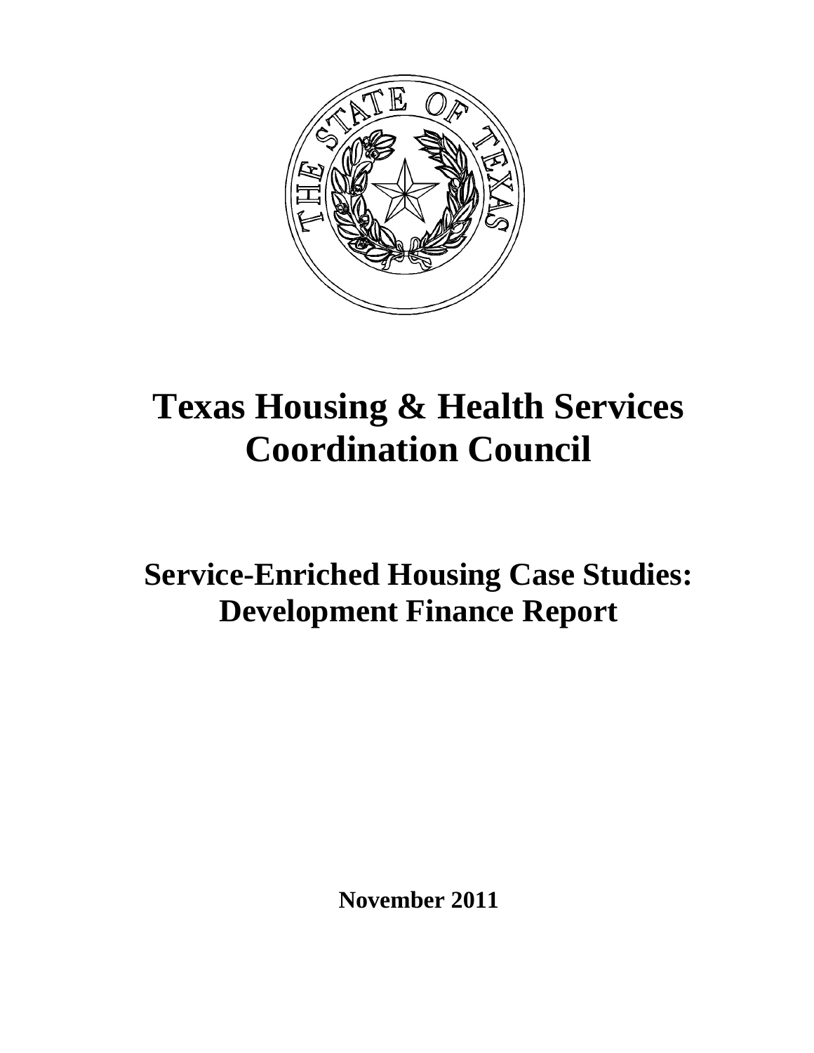# Texas Housing & Health Services Coordination Council

## Service-Enriched Housing Case Studies: Development Finance Report

**November 2011**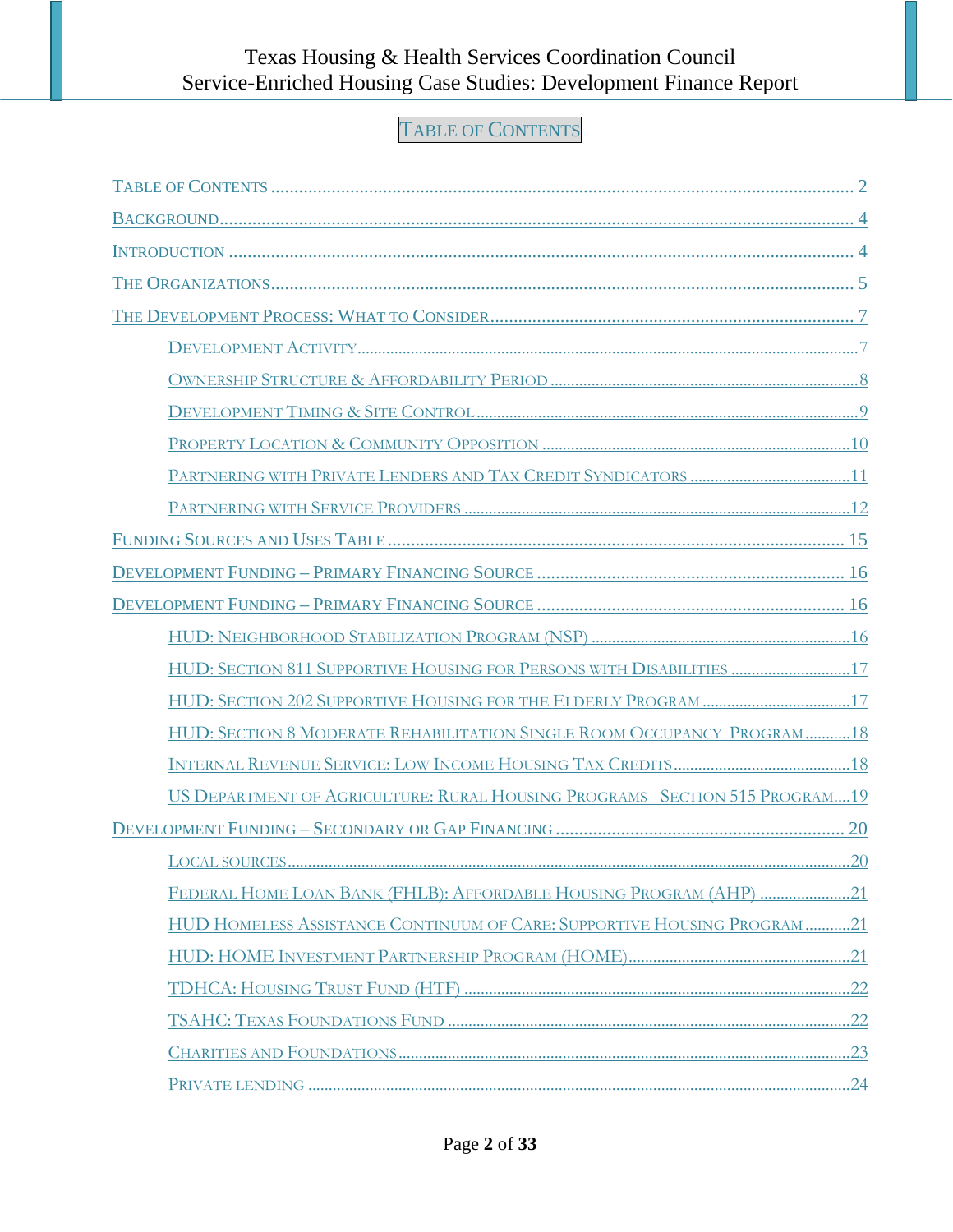# Table of Contents

- Table of Contents ........................................................ 2
- Background ........................................................ 4
- Introduction ........................................................ 4
- The Organizations ........................................................ 5
- The Development Process: What to Consider ........................................................ 7
  - Development Activity ........................................................ 7
  - Ownership Structure & Affordability Period ........................................................ 8
  - Development Timing & Site Control ........................................................ 9
  - Property Location & Community Opposition ........................................................ 10
  - Partnering with Private Lenders and Tax Credit Syndicators ........................................................ 11
  - Partnering with Service Providers ........................................................ 12
- Funding Sources and Uses Table ........................................................ 15
- Development Funding – Primary Financing Source ........................................................ 16
- Development Funding – Primary Financing Source ........................................................ 16
  - HUD: Neighborhood Stabilization Program (NSP) ........................................................ 16
  - HUD: Section 811 Supportive Housing for Persons with Disabilities ........................................................ 17
  - HUD: Section 202 Supportive Housing for the Elderly Program ........................................................ 17
  - HUD: Section 8 Moderate Rehabilitation Single Room Occupancy Program ........................................................ 18
  - Internal Revenue Service: Low Income Housing Tax Credits ........................................................ 18
  - US Department of Agriculture: Rural Housing Programs - Section 515 Program ........................................................ 19
- Development Funding – Secondary or Gap Financing ........................................................ 20
  - Local sources ........................................................ 20
  - Federal Home Loan Bank (FHLB): Affordable Housing Program (AHP) ........................................................ 21
  - HUD Homeless Assistance Continuum of Care: Supportive Housing Program ........................................................ 21
  - HUD: HOME Investment Partnership Program (HOME) ........................................................ 21
  - TDHCA: Housing Trust Fund (HTF) ........................................................ 22
  - TSAHC: Texas Foundations Fund ........................................................ 22
  - Charities and Foundations ........................................................ 23
  - Private lending ........................................................ 24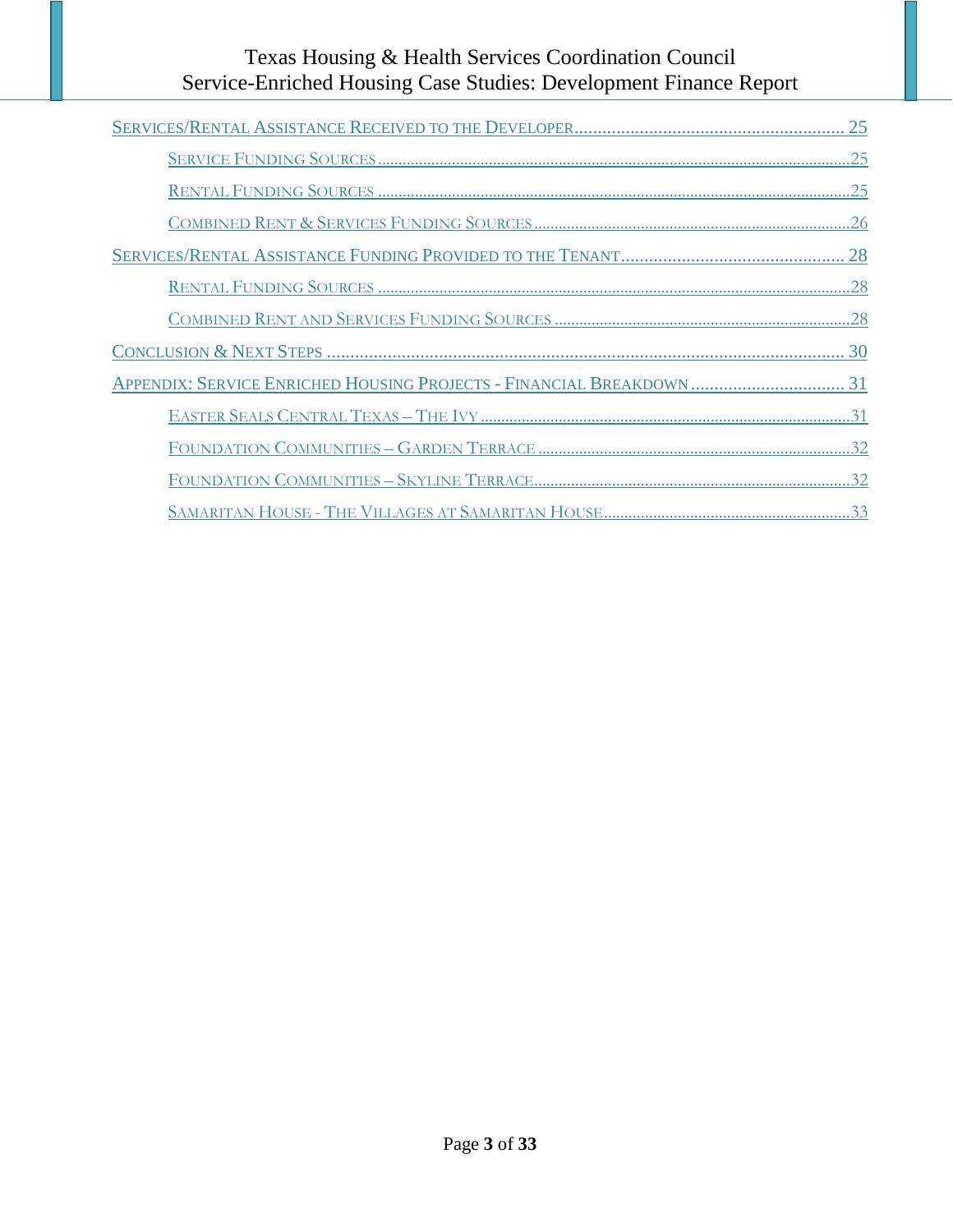- Services/Rental Assistance Received to the Developer ........ 25
  - Service Funding Sources ........ 25
  - Rental Funding Sources ........ 25
  - Combined Rent & Services Funding Sources ........ 26
- Services/Rental Assistance Funding Provided to the Tenant ........ 28
  - Rental Funding Sources ........ 28
  - Combined Rent and Services Funding Sources ........ 28
- Conclusion & Next Steps ........ 30
- Appendix: Service Enriched Housing Projects - Financial Breakdown ........ 31
  - Easter Seals Central Texas – The Ivy ........ 31
  - Foundation Communities – Garden Terrace ........ 32
  - Foundation Communities – Skyline Terrace ........ 32
  - Samaritan House - The Villages at Samaritan House ........ 33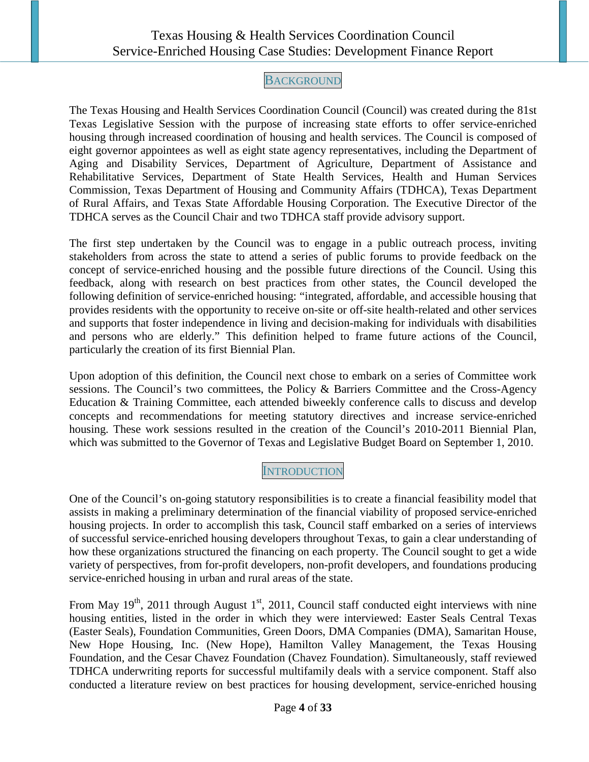## Background

The Texas Housing and Health Services Coordination Council (Council) was created during the 81st Texas Legislative Session with the purpose of increasing state efforts to offer service-enriched housing through increased coordination of housing and health services. The Council is composed of eight governor appointees as well as eight state agency representatives, including the Department of Aging and Disability Services, Department of Agriculture, Department of Assistance and Rehabilitative Services, Department of State Health Services, Health and Human Services Commission, Texas Department of Housing and Community Affairs (TDHCA), Texas Department of Rural Affairs, and Texas State Affordable Housing Corporation. The Executive Director of the TDHCA serves as the Council Chair and two TDHCA staff provide advisory support.

The first step undertaken by the Council was to engage in a public outreach process, inviting stakeholders from across the state to attend a series of public forums to provide feedback on the concept of service-enriched housing and the possible future directions of the Council. Using this feedback, along with research on best practices from other states, the Council developed the following definition of service-enriched housing: "integrated, affordable, and accessible housing that provides residents with the opportunity to receive on-site or off-site health-related and other services and supports that foster independence in living and decision-making for individuals with disabilities and persons who are elderly." This definition helped to frame future actions of the Council, particularly the creation of its first Biennial Plan.

Upon adoption of this definition, the Council next chose to embark on a series of Committee work sessions. The Council's two committees, the Policy & Barriers Committee and the Cross-Agency Education & Training Committee, each attended biweekly conference calls to discuss and develop concepts and recommendations for meeting statutory directives and increase service-enriched housing. These work sessions resulted in the creation of the Council's 2010-2011 Biennial Plan, which was submitted to the Governor of Texas and Legislative Budget Board on September 1, 2010.

## Introduction

One of the Council's on-going statutory responsibilities is to create a financial feasibility model that assists in making a preliminary determination of the financial viability of proposed service-enriched housing projects. In order to accomplish this task, Council staff embarked on a series of interviews of successful service-enriched housing developers throughout Texas, to gain a clear understanding of how these organizations structured the financing on each property. The Council sought to get a wide variety of perspectives, from for-profit developers, non-profit developers, and foundations producing service-enriched housing in urban and rural areas of the state.

From May 19th, 2011 through August 1st, 2011, Council staff conducted eight interviews with nine housing entities, listed in the order in which they were interviewed: Easter Seals Central Texas (Easter Seals), Foundation Communities, Green Doors, DMA Companies (DMA), Samaritan House, New Hope Housing, Inc. (New Hope), Hamilton Valley Management, the Texas Housing Foundation, and the Cesar Chavez Foundation (Chavez Foundation). Simultaneously, staff reviewed TDHCA underwriting reports for successful multifamily deals with a service component. Staff also conducted a literature review on best practices for housing development, service-enriched housing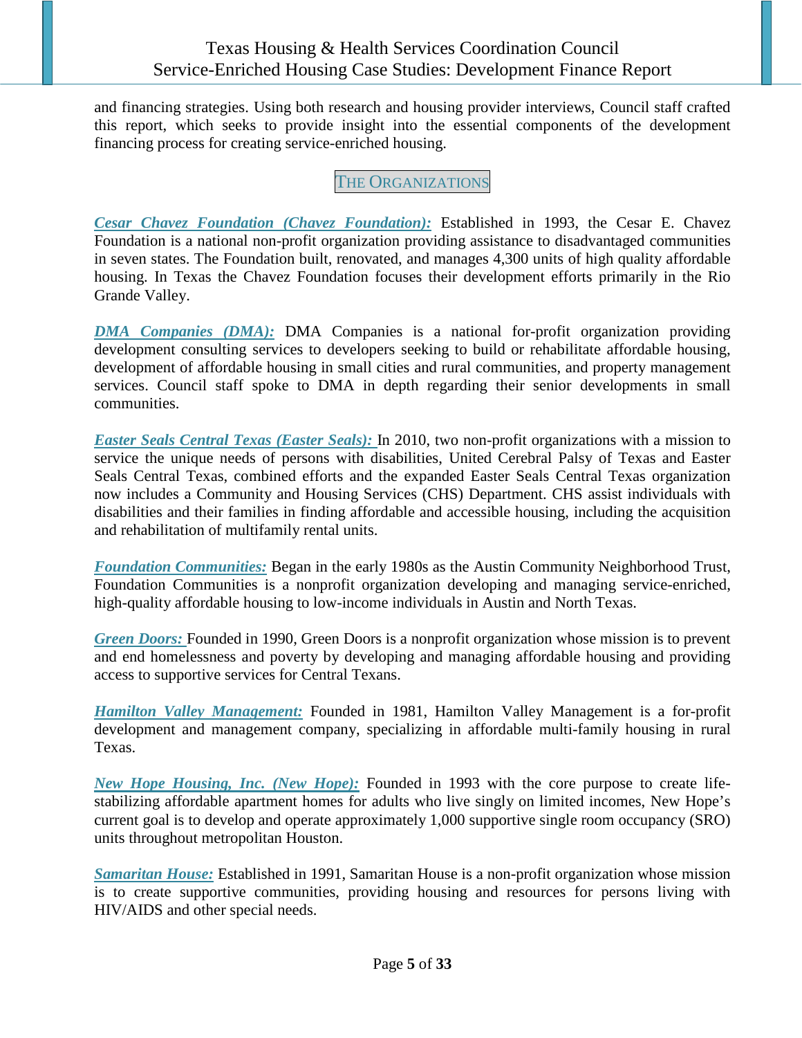and financing strategies. Using both research and housing provider interviews, Council staff crafted this report, which seeks to provide insight into the essential components of the development financing process for creating service-enriched housing.

## The Organizations

***Cesar Chavez Foundation (Chavez Foundation):*** Established in 1993, the Cesar E. Chavez Foundation is a national non-profit organization providing assistance to disadvantaged communities in seven states. The Foundation built, renovated, and manages 4,300 units of high quality affordable housing. In Texas the Chavez Foundation focuses their development efforts primarily in the Rio Grande Valley.

***DMA Companies (DMA):*** DMA Companies is a national for-profit organization providing development consulting services to developers seeking to build or rehabilitate affordable housing, development of affordable housing in small cities and rural communities, and property management services. Council staff spoke to DMA in depth regarding their senior developments in small communities.

***Easter Seals Central Texas (Easter Seals):*** In 2010, two non-profit organizations with a mission to service the unique needs of persons with disabilities, United Cerebral Palsy of Texas and Easter Seals Central Texas, combined efforts and the expanded Easter Seals Central Texas organization now includes a Community and Housing Services (CHS) Department. CHS assist individuals with disabilities and their families in finding affordable and accessible housing, including the acquisition and rehabilitation of multifamily rental units.

***Foundation Communities:*** Began in the early 1980s as the Austin Community Neighborhood Trust, Foundation Communities is a nonprofit organization developing and managing service-enriched, high-quality affordable housing to low-income individuals in Austin and North Texas.

***Green Doors:*** Founded in 1990, Green Doors is a nonprofit organization whose mission is to prevent and end homelessness and poverty by developing and managing affordable housing and providing access to supportive services for Central Texans.

***Hamilton Valley Management:*** Founded in 1981, Hamilton Valley Management is a for-profit development and management company, specializing in affordable multi-family housing in rural Texas.

***New Hope Housing, Inc. (New Hope):*** Founded in 1993 with the core purpose to create life-stabilizing affordable apartment homes for adults who live singly on limited incomes, New Hope's current goal is to develop and operate approximately 1,000 supportive single room occupancy (SRO) units throughout metropolitan Houston.

***Samaritan House:*** Established in 1991, Samaritan House is a non-profit organization whose mission is to create supportive communities, providing housing and resources for persons living with HIV/AIDS and other special needs.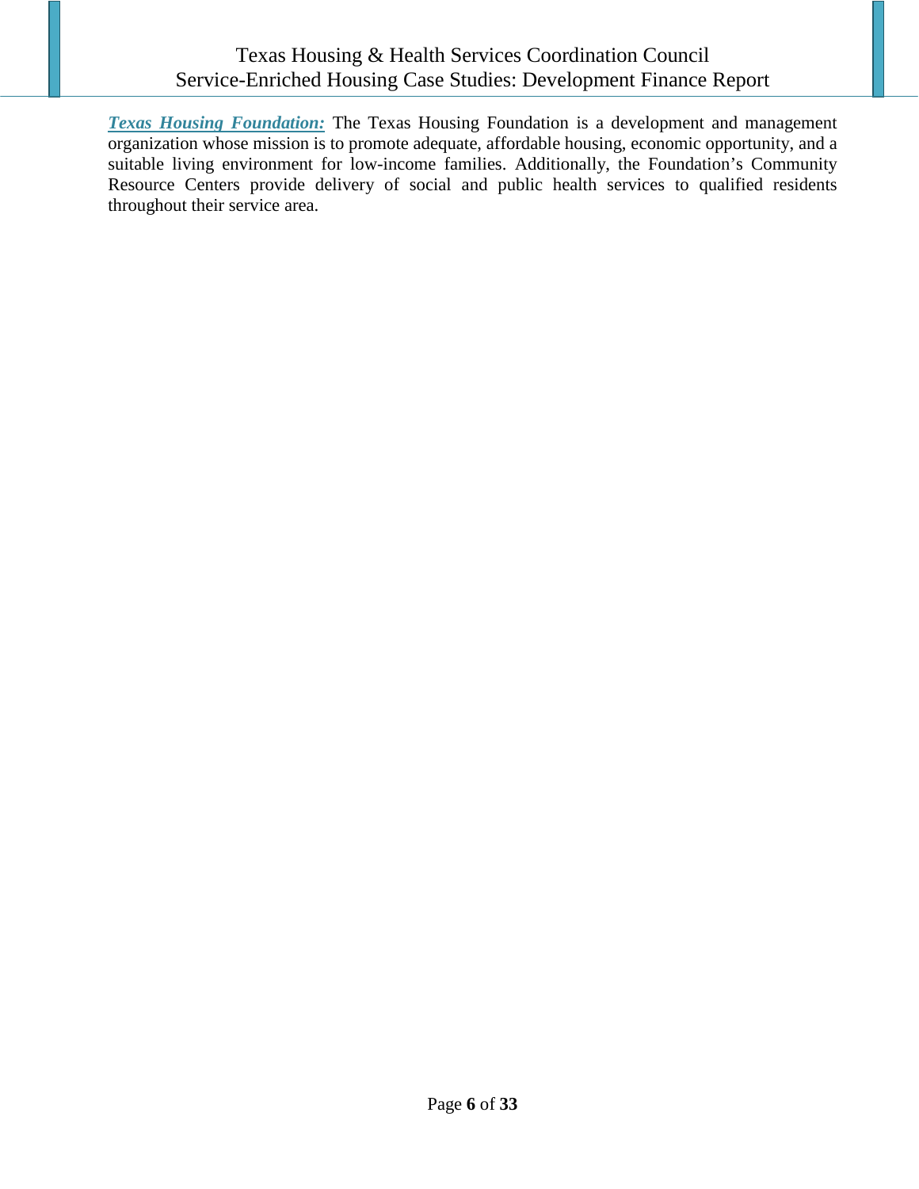***Texas Housing Foundation:*** The Texas Housing Foundation is a development and management organization whose mission is to promote adequate, affordable housing, economic opportunity, and a suitable living environment for low-income families. Additionally, the Foundation's Community Resource Centers provide delivery of social and public health services to qualified residents throughout their service area.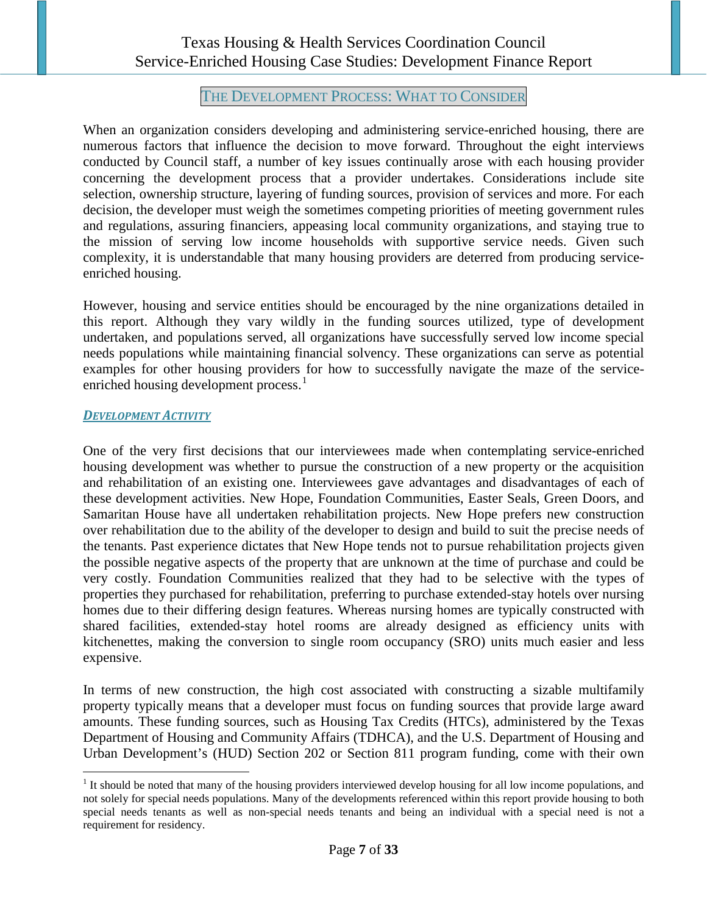## The Development Process: What to Consider

When an organization considers developing and administering service-enriched housing, there are numerous factors that influence the decision to move forward. Throughout the eight interviews conducted by Council staff, a number of key issues continually arose with each housing provider concerning the development process that a provider undertakes. Considerations include site selection, ownership structure, layering of funding sources, provision of services and more. For each decision, the developer must weigh the sometimes competing priorities of meeting government rules and regulations, assuring financiers, appeasing local community organizations, and staying true to the mission of serving low income households with supportive service needs. Given such complexity, it is understandable that many housing providers are deterred from producing service-enriched housing.

However, housing and service entities should be encouraged by the nine organizations detailed in this report. Although they vary wildly in the funding sources utilized, type of development undertaken, and populations served, all organizations have successfully served low income special needs populations while maintaining financial solvency. These organizations can serve as potential examples for other housing providers for how to successfully navigate the maze of the service-enriched housing development process.[1]

### *Development Activity*

One of the very first decisions that our interviewees made when contemplating service-enriched housing development was whether to pursue the construction of a new property or the acquisition and rehabilitation of an existing one. Interviewees gave advantages and disadvantages of each of these development activities. New Hope, Foundation Communities, Easter Seals, Green Doors, and Samaritan House have all undertaken rehabilitation projects. New Hope prefers new construction over rehabilitation due to the ability of the developer to design and build to suit the precise needs of the tenants. Past experience dictates that New Hope tends not to pursue rehabilitation projects given the possible negative aspects of the property that are unknown at the time of purchase and could be very costly. Foundation Communities realized that they had to be selective with the types of properties they purchased for rehabilitation, preferring to purchase extended-stay hotels over nursing homes due to their differing design features. Whereas nursing homes are typically constructed with shared facilities, extended-stay hotel rooms are already designed as efficiency units with kitchenettes, making the conversion to single room occupancy (SRO) units much easier and less expensive.

In terms of new construction, the high cost associated with constructing a sizable multifamily property typically means that a developer must focus on funding sources that provide large award amounts. These funding sources, such as Housing Tax Credits (HTCs), administered by the Texas Department of Housing and Community Affairs (TDHCA), and the U.S. Department of Housing and Urban Development's (HUD) Section 202 or Section 811 program funding, come with their own

[1] It should be noted that many of the housing providers interviewed develop housing for all low income populations, and not solely for special needs populations. Many of the developments referenced within this report provide housing to both special needs tenants as well as non-special needs tenants and being an individual with a special need is not a requirement for residency.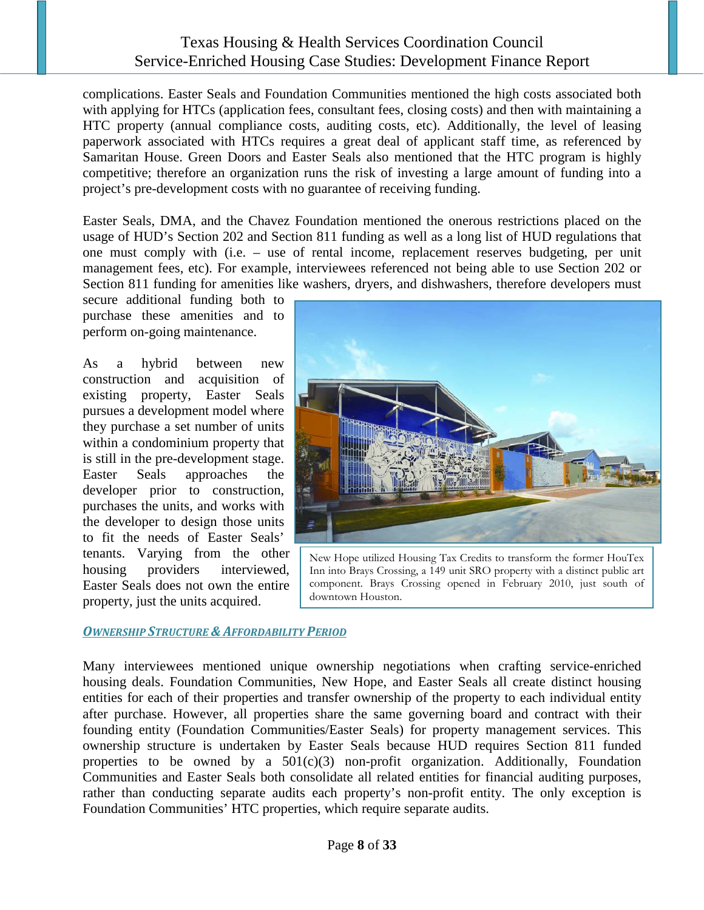complications. Easter Seals and Foundation Communities mentioned the high costs associated both with applying for HTCs (application fees, consultant fees, closing costs) and then with maintaining a HTC property (annual compliance costs, auditing costs, etc). Additionally, the level of leasing paperwork associated with HTCs requires a great deal of applicant staff time, as referenced by Samaritan House. Green Doors and Easter Seals also mentioned that the HTC program is highly competitive; therefore an organization runs the risk of investing a large amount of funding into a project's pre-development costs with no guarantee of receiving funding.

Easter Seals, DMA, and the Chavez Foundation mentioned the onerous restrictions placed on the usage of HUD's Section 202 and Section 811 funding as well as a long list of HUD regulations that one must comply with (i.e. – use of rental income, replacement reserves budgeting, per unit management fees, etc). For example, interviewees referenced not being able to use Section 202 or Section 811 funding for amenities like washers, dryers, and dishwashers, therefore developers must secure additional funding both to purchase these amenities and to perform on-going maintenance.

As a hybrid between new construction and acquisition of existing property, Easter Seals pursues a development model where they purchase a set number of units within a condominium property that is still in the pre-development stage. Easter Seals approaches the developer prior to construction, purchases the units, and works with the developer to design those units to fit the needs of Easter Seals' tenants. Varying from the other housing providers interviewed, Easter Seals does not own the entire property, just the units acquired.

New Hope utilized Housing Tax Credits to transform the former HouTex Inn into Brays Crossing, a 149 unit SRO property with a distinct public art component. Brays Crossing opened in February 2010, just south of downtown Houston.

### *OWNERSHIP STRUCTURE & AFFORDABILITY PERIOD*

Many interviewees mentioned unique ownership negotiations when crafting service-enriched housing deals. Foundation Communities, New Hope, and Easter Seals all create distinct housing entities for each of their properties and transfer ownership of the property to each individual entity after purchase. However, all properties share the same governing board and contract with their founding entity (Foundation Communities/Easter Seals) for property management services. This ownership structure is undertaken by Easter Seals because HUD requires Section 811 funded properties to be owned by a 501(c)(3) non-profit organization. Additionally, Foundation Communities and Easter Seals both consolidate all related entities for financial auditing purposes, rather than conducting separate audits each property's non-profit entity. The only exception is Foundation Communities' HTC properties, which require separate audits.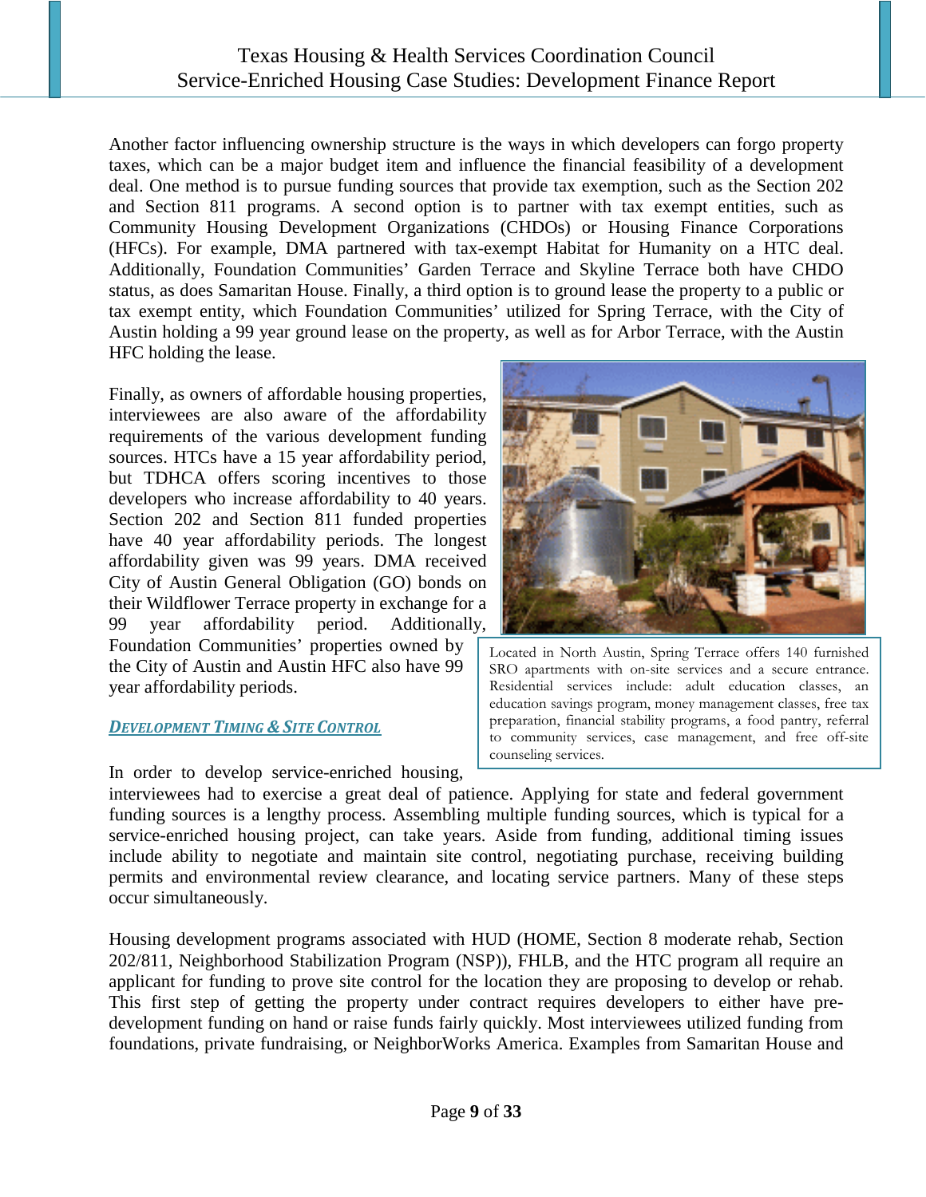Another factor influencing ownership structure is the ways in which developers can forgo property taxes, which can be a major budget item and influence the financial feasibility of a development deal. One method is to pursue funding sources that provide tax exemption, such as the Section 202 and Section 811 programs. A second option is to partner with tax exempt entities, such as Community Housing Development Organizations (CHDOs) or Housing Finance Corporations (HFCs). For example, DMA partnered with tax-exempt Habitat for Humanity on a HTC deal. Additionally, Foundation Communities' Garden Terrace and Skyline Terrace both have CHDO status, as does Samaritan House. Finally, a third option is to ground lease the property to a public or tax exempt entity, which Foundation Communities' utilized for Spring Terrace, with the City of Austin holding a 99 year ground lease on the property, as well as for Arbor Terrace, with the Austin HFC holding the lease.

Finally, as owners of affordable housing properties, interviewees are also aware of the affordability requirements of the various development funding sources. HTCs have a 15 year affordability period, but TDHCA offers scoring incentives to those developers who increase affordability to 40 years. Section 202 and Section 811 funded properties have 40 year affordability periods. The longest affordability given was 99 years. DMA received City of Austin General Obligation (GO) bonds on their Wildflower Terrace property in exchange for a 99 year affordability period. Additionally, Foundation Communities' properties owned by the City of Austin and Austin HFC also have 99 year affordability periods.

Located in North Austin, Spring Terrace offers 140 furnished SRO apartments with on-site services and a secure entrance. Residential services include: adult education classes, an education savings program, money management classes, free tax preparation, financial stability programs, a food pantry, referral to community services, case management, and free off-site counseling services.

### *Development Timing & Site Control*

In order to develop service-enriched housing, interviewees had to exercise a great deal of patience. Applying for state and federal government funding sources is a lengthy process. Assembling multiple funding sources, which is typical for a service-enriched housing project, can take years. Aside from funding, additional timing issues include ability to negotiate and maintain site control, negotiating purchase, receiving building permits and environmental review clearance, and locating service partners. Many of these steps occur simultaneously.

Housing development programs associated with HUD (HOME, Section 8 moderate rehab, Section 202/811, Neighborhood Stabilization Program (NSP)), FHLB, and the HTC program all require an applicant for funding to prove site control for the location they are proposing to develop or rehab. This first step of getting the property under contract requires developers to either have pre-development funding on hand or raise funds fairly quickly. Most interviewees utilized funding from foundations, private fundraising, or NeighborWorks America. Examples from Samaritan House and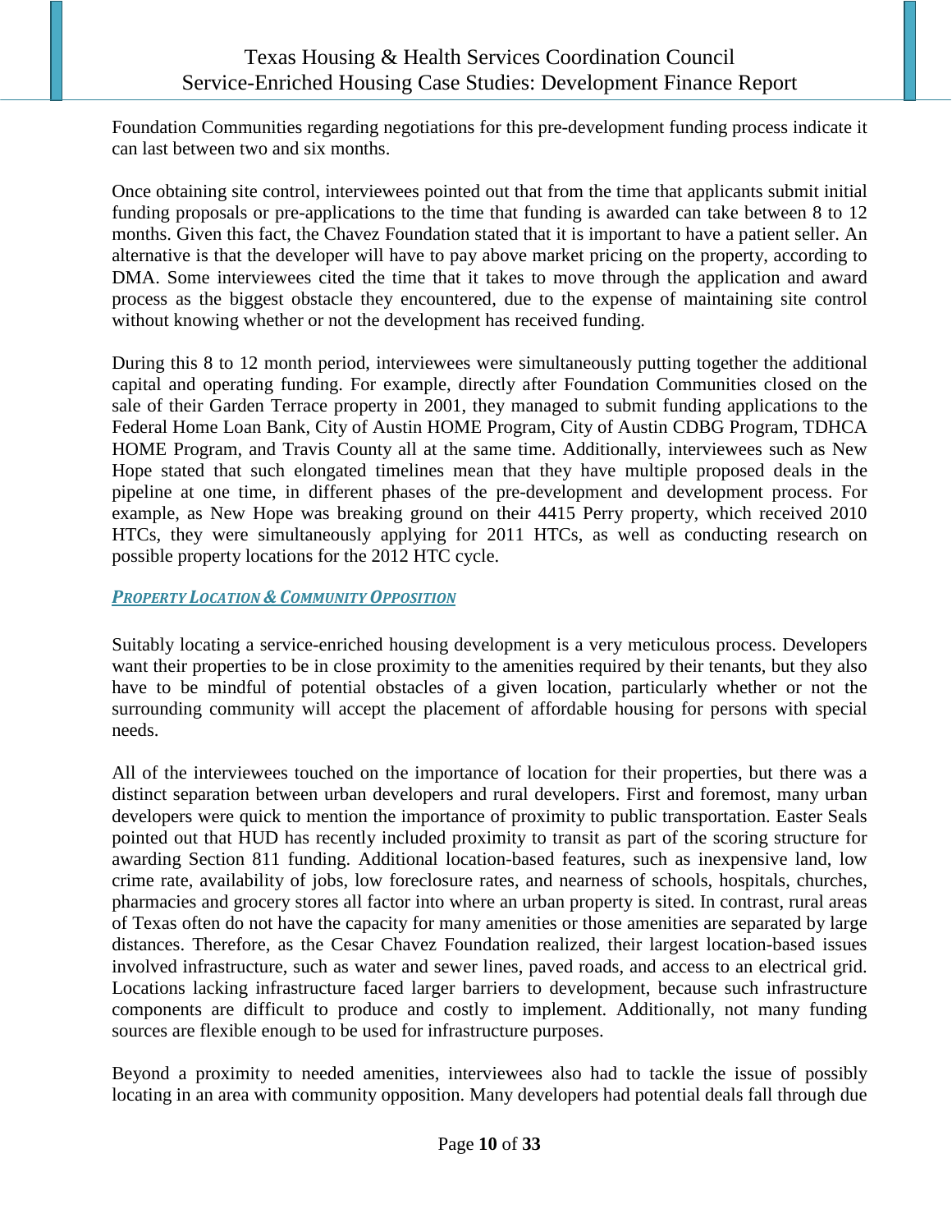Foundation Communities regarding negotiations for this pre-development funding process indicate it can last between two and six months.

Once obtaining site control, interviewees pointed out that from the time that applicants submit initial funding proposals or pre-applications to the time that funding is awarded can take between 8 to 12 months. Given this fact, the Chavez Foundation stated that it is important to have a patient seller. An alternative is that the developer will have to pay above market pricing on the property, according to DMA. Some interviewees cited the time that it takes to move through the application and award process as the biggest obstacle they encountered, due to the expense of maintaining site control without knowing whether or not the development has received funding.

During this 8 to 12 month period, interviewees were simultaneously putting together the additional capital and operating funding. For example, directly after Foundation Communities closed on the sale of their Garden Terrace property in 2001, they managed to submit funding applications to the Federal Home Loan Bank, City of Austin HOME Program, City of Austin CDBG Program, TDHCA HOME Program, and Travis County all at the same time. Additionally, interviewees such as New Hope stated that such elongated timelines mean that they have multiple proposed deals in the pipeline at one time, in different phases of the pre-development and development process. For example, as New Hope was breaking ground on their 4415 Perry property, which received 2010 HTCs, they were simultaneously applying for 2011 HTCs, as well as conducting research on possible property locations for the 2012 HTC cycle.

### *Property Location & Community Opposition*

Suitably locating a service-enriched housing development is a very meticulous process. Developers want their properties to be in close proximity to the amenities required by their tenants, but they also have to be mindful of potential obstacles of a given location, particularly whether or not the surrounding community will accept the placement of affordable housing for persons with special needs.

All of the interviewees touched on the importance of location for their properties, but there was a distinct separation between urban developers and rural developers. First and foremost, many urban developers were quick to mention the importance of proximity to public transportation. Easter Seals pointed out that HUD has recently included proximity to transit as part of the scoring structure for awarding Section 811 funding. Additional location-based features, such as inexpensive land, low crime rate, availability of jobs, low foreclosure rates, and nearness of schools, hospitals, churches, pharmacies and grocery stores all factor into where an urban property is sited. In contrast, rural areas of Texas often do not have the capacity for many amenities or those amenities are separated by large distances. Therefore, as the Cesar Chavez Foundation realized, their largest location-based issues involved infrastructure, such as water and sewer lines, paved roads, and access to an electrical grid. Locations lacking infrastructure faced larger barriers to development, because such infrastructure components are difficult to produce and costly to implement. Additionally, not many funding sources are flexible enough to be used for infrastructure purposes.

Beyond a proximity to needed amenities, interviewees also had to tackle the issue of possibly locating in an area with community opposition. Many developers had potential deals fall through due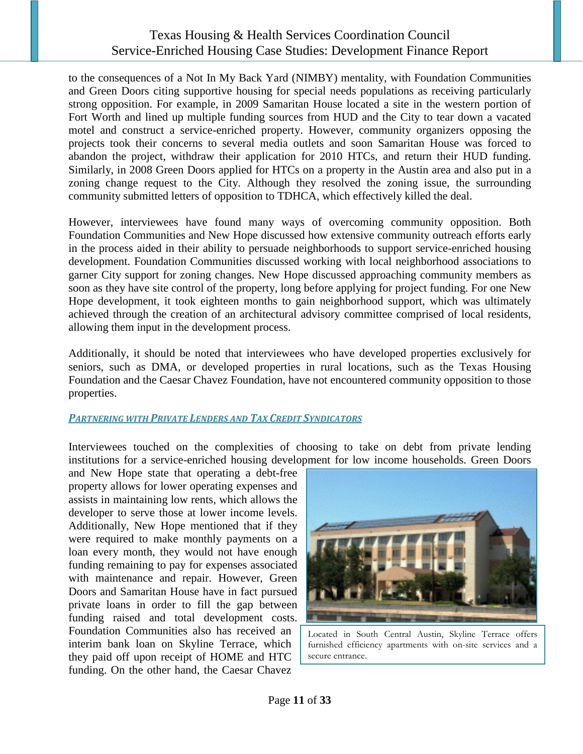to the consequences of a Not In My Back Yard (NIMBY) mentality, with Foundation Communities and Green Doors citing supportive housing for special needs populations as receiving particularly strong opposition. For example, in 2009 Samaritan House located a site in the western portion of Fort Worth and lined up multiple funding sources from HUD and the City to tear down a vacated motel and construct a service-enriched property. However, community organizers opposing the projects took their concerns to several media outlets and soon Samaritan House was forced to abandon the project, withdraw their application for 2010 HTCs, and return their HUD funding. Similarly, in 2008 Green Doors applied for HTCs on a property in the Austin area and also put in a zoning change request to the City. Although they resolved the zoning issue, the surrounding community submitted letters of opposition to TDHCA, which effectively killed the deal.

However, interviewees have found many ways of overcoming community opposition. Both Foundation Communities and New Hope discussed how extensive community outreach efforts early in the process aided in their ability to persuade neighborhoods to support service-enriched housing development. Foundation Communities discussed working with local neighborhood associations to garner City support for zoning changes. New Hope discussed approaching community members as soon as they have site control of the property, long before applying for project funding. For one New Hope development, it took eighteen months to gain neighborhood support, which was ultimately achieved through the creation of an architectural advisory committee comprised of local residents, allowing them input in the development process.

Additionally, it should be noted that interviewees who have developed properties exclusively for seniors, such as DMA, or developed properties in rural locations, such as the Texas Housing Foundation and the Caesar Chavez Foundation, have not encountered community opposition to those properties.

### *PARTNERING WITH PRIVATE LENDERS AND TAX CREDIT SYNDICATORS*

Interviewees touched on the complexities of choosing to take on debt from private lending institutions for a service-enriched housing development for low income households. Green Doors and New Hope state that operating a debt-free property allows for lower operating expenses and assists in maintaining low rents, which allows the developer to serve those at lower income levels. Additionally, New Hope mentioned that if they were required to make monthly payments on a loan every month, they would not have enough funding remaining to pay for expenses associated with maintenance and repair. However, Green Doors and Samaritan House have in fact pursued private loans in order to fill the gap between funding raised and total development costs. Foundation Communities also has received an interim bank loan on Skyline Terrace, which they paid off upon receipt of HOME and HTC funding. On the other hand, the Caesar Chavez

Located in South Central Austin, Skyline Terrace offers furnished efficiency apartments with on-site services and a secure entrance.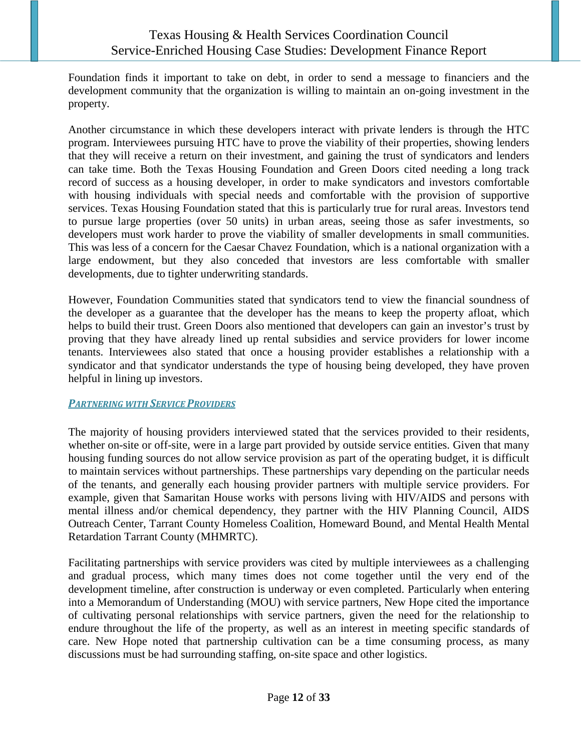Foundation finds it important to take on debt, in order to send a message to financiers and the development community that the organization is willing to maintain an on-going investment in the property.

Another circumstance in which these developers interact with private lenders is through the HTC program. Interviewees pursuing HTC have to prove the viability of their properties, showing lenders that they will receive a return on their investment, and gaining the trust of syndicators and lenders can take time. Both the Texas Housing Foundation and Green Doors cited needing a long track record of success as a housing developer, in order to make syndicators and investors comfortable with housing individuals with special needs and comfortable with the provision of supportive services. Texas Housing Foundation stated that this is particularly true for rural areas. Investors tend to pursue large properties (over 50 units) in urban areas, seeing those as safer investments, so developers must work harder to prove the viability of smaller developments in small communities. This was less of a concern for the Caesar Chavez Foundation, which is a national organization with a large endowment, but they also conceded that investors are less comfortable with smaller developments, due to tighter underwriting standards.

However, Foundation Communities stated that syndicators tend to view the financial soundness of the developer as a guarantee that the developer has the means to keep the property afloat, which helps to build their trust. Green Doors also mentioned that developers can gain an investor's trust by proving that they have already lined up rental subsidies and service providers for lower income tenants. Interviewees also stated that once a housing provider establishes a relationship with a syndicator and that syndicator understands the type of housing being developed, they have proven helpful in lining up investors.

### *Partnering with Service Providers*

The majority of housing providers interviewed stated that the services provided to their residents, whether on-site or off-site, were in a large part provided by outside service entities. Given that many housing funding sources do not allow service provision as part of the operating budget, it is difficult to maintain services without partnerships. These partnerships vary depending on the particular needs of the tenants, and generally each housing provider partners with multiple service providers. For example, given that Samaritan House works with persons living with HIV/AIDS and persons with mental illness and/or chemical dependency, they partner with the HIV Planning Council, AIDS Outreach Center, Tarrant County Homeless Coalition, Homeward Bound, and Mental Health Mental Retardation Tarrant County (MHMRTC).

Facilitating partnerships with service providers was cited by multiple interviewees as a challenging and gradual process, which many times does not come together until the very end of the development timeline, after construction is underway or even completed. Particularly when entering into a Memorandum of Understanding (MOU) with service partners, New Hope cited the importance of cultivating personal relationships with service partners, given the need for the relationship to endure throughout the life of the property, as well as an interest in meeting specific standards of care. New Hope noted that partnership cultivation can be a time consuming process, as many discussions must be had surrounding staffing, on-site space and other logistics.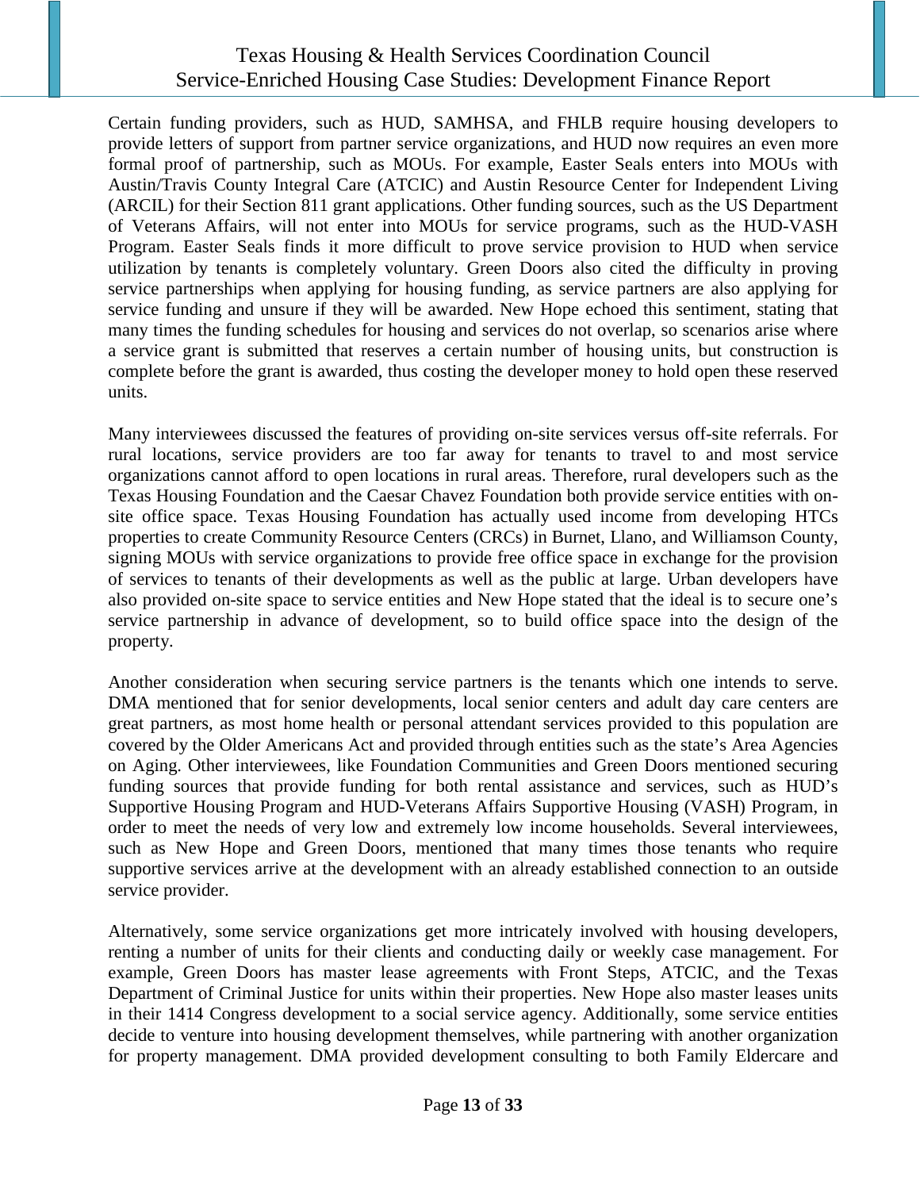Certain funding providers, such as HUD, SAMHSA, and FHLB require housing developers to provide letters of support from partner service organizations, and HUD now requires an even more formal proof of partnership, such as MOUs. For example, Easter Seals enters into MOUs with Austin/Travis County Integral Care (ATCIC) and Austin Resource Center for Independent Living (ARCIL) for their Section 811 grant applications. Other funding sources, such as the US Department of Veterans Affairs, will not enter into MOUs for service programs, such as the HUD-VASH Program. Easter Seals finds it more difficult to prove service provision to HUD when service utilization by tenants is completely voluntary. Green Doors also cited the difficulty in proving service partnerships when applying for housing funding, as service partners are also applying for service funding and unsure if they will be awarded. New Hope echoed this sentiment, stating that many times the funding schedules for housing and services do not overlap, so scenarios arise where a service grant is submitted that reserves a certain number of housing units, but construction is complete before the grant is awarded, thus costing the developer money to hold open these reserved units.

Many interviewees discussed the features of providing on-site services versus off-site referrals. For rural locations, service providers are too far away for tenants to travel to and most service organizations cannot afford to open locations in rural areas. Therefore, rural developers such as the Texas Housing Foundation and the Caesar Chavez Foundation both provide service entities with on-site office space. Texas Housing Foundation has actually used income from developing HTCs properties to create Community Resource Centers (CRCs) in Burnet, Llano, and Williamson County, signing MOUs with service organizations to provide free office space in exchange for the provision of services to tenants of their developments as well as the public at large. Urban developers have also provided on-site space to service entities and New Hope stated that the ideal is to secure one's service partnership in advance of development, so to build office space into the design of the property.

Another consideration when securing service partners is the tenants which one intends to serve. DMA mentioned that for senior developments, local senior centers and adult day care centers are great partners, as most home health or personal attendant services provided to this population are covered by the Older Americans Act and provided through entities such as the state's Area Agencies on Aging. Other interviewees, like Foundation Communities and Green Doors mentioned securing funding sources that provide funding for both rental assistance and services, such as HUD's Supportive Housing Program and HUD-Veterans Affairs Supportive Housing (VASH) Program, in order to meet the needs of very low and extremely low income households. Several interviewees, such as New Hope and Green Doors, mentioned that many times those tenants who require supportive services arrive at the development with an already established connection to an outside service provider.

Alternatively, some service organizations get more intricately involved with housing developers, renting a number of units for their clients and conducting daily or weekly case management. For example, Green Doors has master lease agreements with Front Steps, ATCIC, and the Texas Department of Criminal Justice for units within their properties. New Hope also master leases units in their 1414 Congress development to a social service agency. Additionally, some service entities decide to venture into housing development themselves, while partnering with another organization for property management. DMA provided development consulting to both Family Eldercare and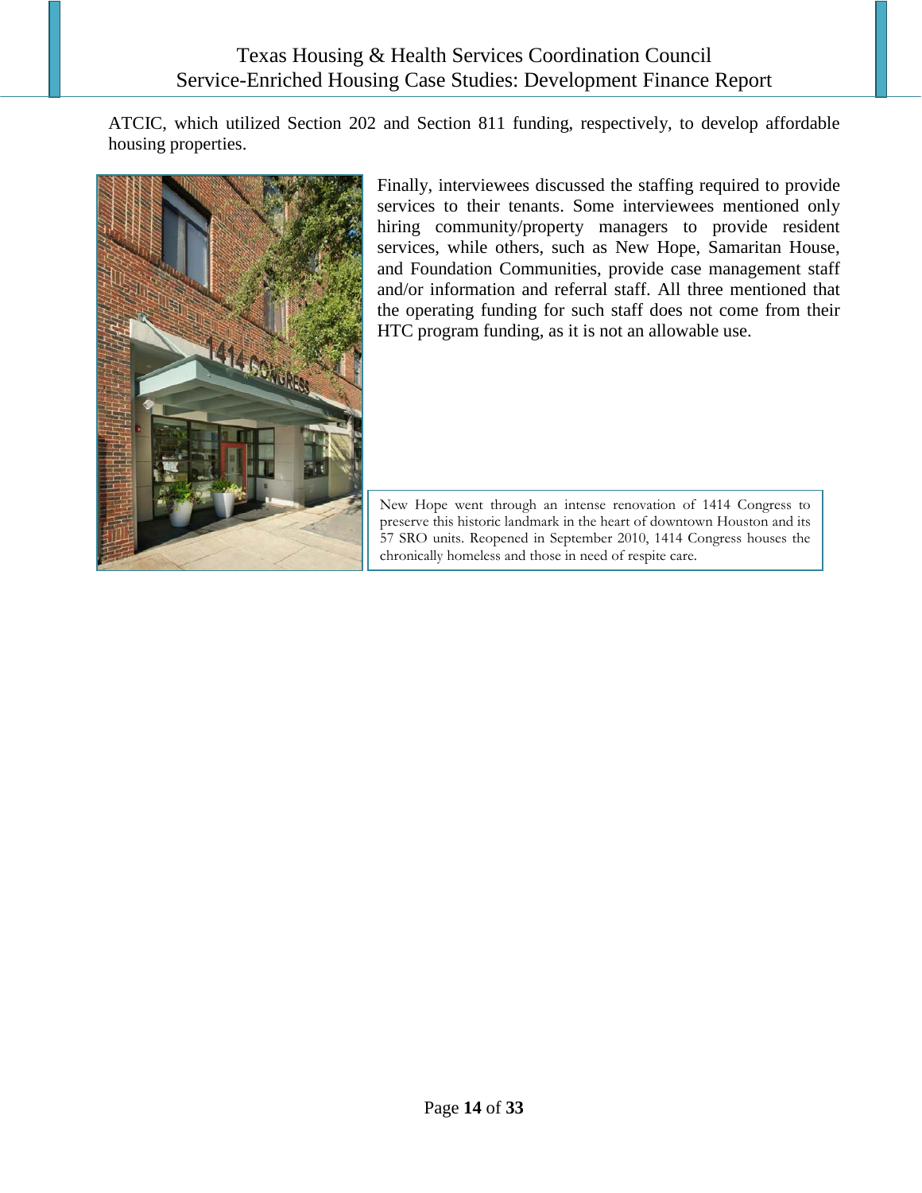ATCIC, which utilized Section 202 and Section 811 funding, respectively, to develop affordable housing properties.

Finally, interviewees discussed the staffing required to provide services to their tenants. Some interviewees mentioned only hiring community/property managers to provide resident services, while others, such as New Hope, Samaritan House, and Foundation Communities, provide case management staff and/or information and referral staff. All three mentioned that the operating funding for such staff does not come from their HTC program funding, as it is not an allowable use.

New Hope went through an intense renovation of 1414 Congress to preserve this historic landmark in the heart of downtown Houston and its 57 SRO units. Reopened in September 2010, 1414 Congress houses the chronically homeless and those in need of respite care.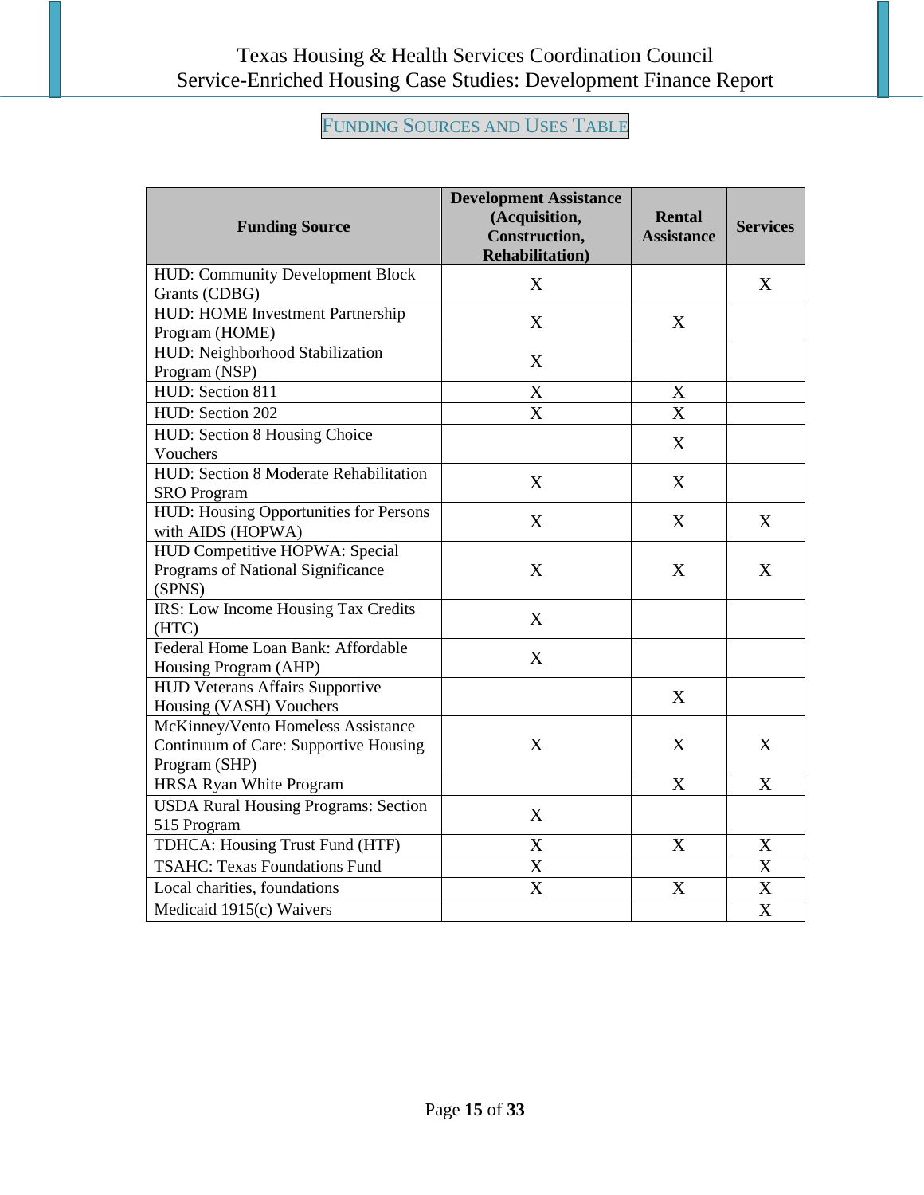## Funding Sources and Uses Table

| Funding Source | Development Assistance (Acquisition, Construction, Rehabilitation) | Rental Assistance | Services |
|---|---|---|---|
| HUD: Community Development Block Grants (CDBG) | X | | X |
| HUD: HOME Investment Partnership Program (HOME) | X | X | |
| HUD: Neighborhood Stabilization Program (NSP) | X | | |
| HUD: Section 811 | X | X | |
| HUD: Section 202 | X | X | |
| HUD: Section 8 Housing Choice Vouchers | | X | |
| HUD: Section 8 Moderate Rehabilitation SRO Program | X | X | |
| HUD: Housing Opportunities for Persons with AIDS (HOPWA) | X | X | X |
| HUD Competitive HOPWA: Special Programs of National Significance (SPNS) | X | X | X |
| IRS: Low Income Housing Tax Credits (HTC) | X | | |
| Federal Home Loan Bank: Affordable Housing Program (AHP) | X | | |
| HUD Veterans Affairs Supportive Housing (VASH) Vouchers | | X | |
| McKinney/Vento Homeless Assistance Continuum of Care: Supportive Housing Program (SHP) | X | X | X |
| HRSA Ryan White Program | | X | X |
| USDA Rural Housing Programs: Section 515 Program | X | | |
| TDHCA: Housing Trust Fund (HTF) | X | X | X |
| TSAHC: Texas Foundations Fund | X | | X |
| Local charities, foundations | X | X | X |
| Medicaid 1915(c) Waivers | | | X |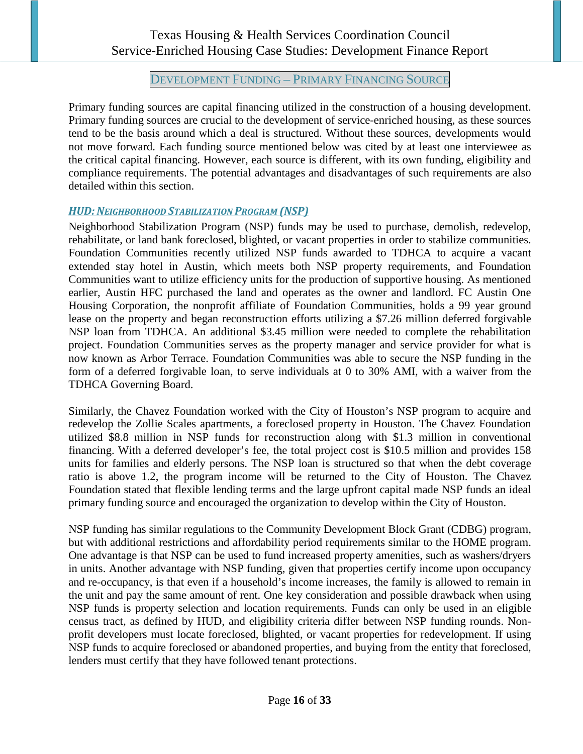## Development Funding – Primary Financing Source

Primary funding sources are capital financing utilized in the construction of a housing development. Primary funding sources are crucial to the development of service-enriched housing, as these sources tend to be the basis around which a deal is structured. Without these sources, developments would not move forward. Each funding source mentioned below was cited by at least one interviewee as the critical capital financing. However, each source is different, with its own funding, eligibility and compliance requirements. The potential advantages and disadvantages of such requirements are also detailed within this section.

### *HUD: Neighborhood Stabilization Program (NSP)*

Neighborhood Stabilization Program (NSP) funds may be used to purchase, demolish, redevelop, rehabilitate, or land bank foreclosed, blighted, or vacant properties in order to stabilize communities. Foundation Communities recently utilized NSP funds awarded to TDHCA to acquire a vacant extended stay hotel in Austin, which meets both NSP property requirements, and Foundation Communities want to utilize efficiency units for the production of supportive housing. As mentioned earlier, Austin HFC purchased the land and operates as the owner and landlord. FC Austin One Housing Corporation, the nonprofit affiliate of Foundation Communities, holds a 99 year ground lease on the property and began reconstruction efforts utilizing a $7.26 million deferred forgivable NSP loan from TDHCA. An additional $3.45 million were needed to complete the rehabilitation project. Foundation Communities serves as the property manager and service provider for what is now known as Arbor Terrace. Foundation Communities was able to secure the NSP funding in the form of a deferred forgivable loan, to serve individuals at 0 to 30% AMI, with a waiver from the TDHCA Governing Board.

Similarly, the Chavez Foundation worked with the City of Houston's NSP program to acquire and redevelop the Zollie Scales apartments, a foreclosed property in Houston. The Chavez Foundation utilized $8.8 million in NSP funds for reconstruction along with $1.3 million in conventional financing. With a deferred developer's fee, the total project cost is $10.5 million and provides 158 units for families and elderly persons. The NSP loan is structured so that when the debt coverage ratio is above 1.2, the program income will be returned to the City of Houston. The Chavez Foundation stated that flexible lending terms and the large upfront capital made NSP funds an ideal primary funding source and encouraged the organization to develop within the City of Houston.

NSP funding has similar regulations to the Community Development Block Grant (CDBG) program, but with additional restrictions and affordability period requirements similar to the HOME program. One advantage is that NSP can be used to fund increased property amenities, such as washers/dryers in units. Another advantage with NSP funding, given that properties certify income upon occupancy and re-occupancy, is that even if a household's income increases, the family is allowed to remain in the unit and pay the same amount of rent. One key consideration and possible drawback when using NSP funds is property selection and location requirements. Funds can only be used in an eligible census tract, as defined by HUD, and eligibility criteria differ between NSP funding rounds. Non-profit developers must locate foreclosed, blighted, or vacant properties for redevelopment. If using NSP funds to acquire foreclosed or abandoned properties, and buying from the entity that foreclosed, lenders must certify that they have followed tenant protections.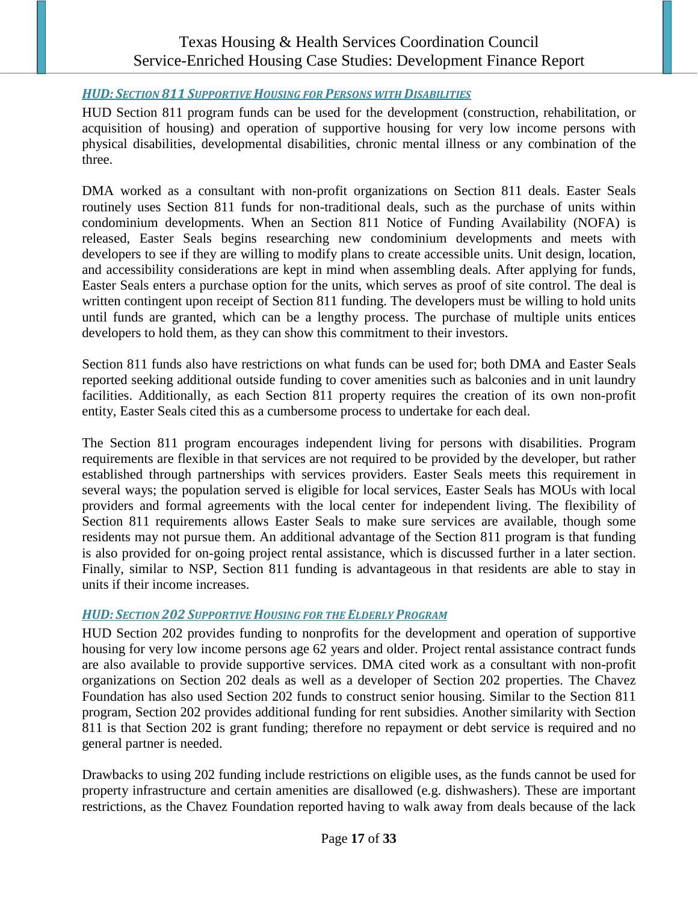### *HUD: Section 811 Supportive Housing for Persons with Disabilities*

HUD Section 811 program funds can be used for the development (construction, rehabilitation, or acquisition of housing) and operation of supportive housing for very low income persons with physical disabilities, developmental disabilities, chronic mental illness or any combination of the three.

DMA worked as a consultant with non-profit organizations on Section 811 deals. Easter Seals routinely uses Section 811 funds for non-traditional deals, such as the purchase of units within condominium developments. When an Section 811 Notice of Funding Availability (NOFA) is released, Easter Seals begins researching new condominium developments and meets with developers to see if they are willing to modify plans to create accessible units. Unit design, location, and accessibility considerations are kept in mind when assembling deals. After applying for funds, Easter Seals enters a purchase option for the units, which serves as proof of site control. The deal is written contingent upon receipt of Section 811 funding. The developers must be willing to hold units until funds are granted, which can be a lengthy process. The purchase of multiple units entices developers to hold them, as they can show this commitment to their investors.

Section 811 funds also have restrictions on what funds can be used for; both DMA and Easter Seals reported seeking additional outside funding to cover amenities such as balconies and in unit laundry facilities. Additionally, as each Section 811 property requires the creation of its own non-profit entity, Easter Seals cited this as a cumbersome process to undertake for each deal.

The Section 811 program encourages independent living for persons with disabilities. Program requirements are flexible in that services are not required to be provided by the developer, but rather established through partnerships with services providers. Easter Seals meets this requirement in several ways; the population served is eligible for local services, Easter Seals has MOUs with local providers and formal agreements with the local center for independent living. The flexibility of Section 811 requirements allows Easter Seals to make sure services are available, though some residents may not pursue them. An additional advantage of the Section 811 program is that funding is also provided for on-going project rental assistance, which is discussed further in a later section. Finally, similar to NSP, Section 811 funding is advantageous in that residents are able to stay in units if their income increases.

### *HUD: Section 202 Supportive Housing for the Elderly Program*

HUD Section 202 provides funding to nonprofits for the development and operation of supportive housing for very low income persons age 62 years and older. Project rental assistance contract funds are also available to provide supportive services. DMA cited work as a consultant with non-profit organizations on Section 202 deals as well as a developer of Section 202 properties. The Chavez Foundation has also used Section 202 funds to construct senior housing. Similar to the Section 811 program, Section 202 provides additional funding for rent subsidies. Another similarity with Section 811 is that Section 202 is grant funding; therefore no repayment or debt service is required and no general partner is needed.

Drawbacks to using 202 funding include restrictions on eligible uses, as the funds cannot be used for property infrastructure and certain amenities are disallowed (e.g. dishwashers). These are important restrictions, as the Chavez Foundation reported having to walk away from deals because of the lack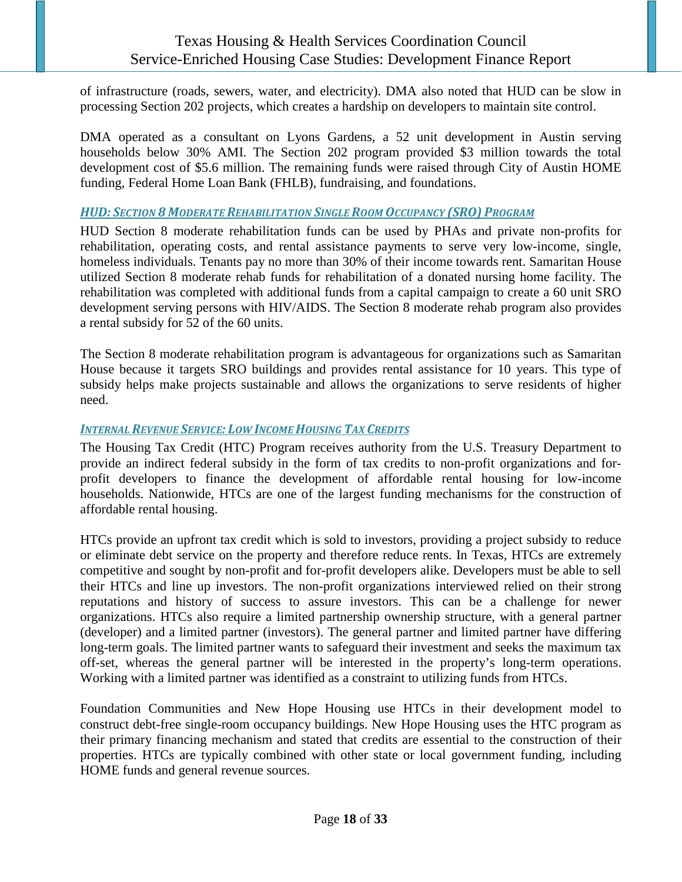of infrastructure (roads, sewers, water, and electricity). DMA also noted that HUD can be slow in processing Section 202 projects, which creates a hardship on developers to maintain site control.

DMA operated as a consultant on Lyons Gardens, a 52 unit development in Austin serving households below 30% AMI. The Section 202 program provided $3 million towards the total development cost of $5.6 million. The remaining funds were raised through City of Austin HOME funding, Federal Home Loan Bank (FHLB), fundraising, and foundations.

### *HUD: Section 8 Moderate Rehabilitation Single Room Occupancy (SRO) Program*

HUD Section 8 moderate rehabilitation funds can be used by PHAs and private non-profits for rehabilitation, operating costs, and rental assistance payments to serve very low-income, single, homeless individuals. Tenants pay no more than 30% of their income towards rent. Samaritan House utilized Section 8 moderate rehab funds for rehabilitation of a donated nursing home facility. The rehabilitation was completed with additional funds from a capital campaign to create a 60 unit SRO development serving persons with HIV/AIDS. The Section 8 moderate rehab program also provides a rental subsidy for 52 of the 60 units.

The Section 8 moderate rehabilitation program is advantageous for organizations such as Samaritan House because it targets SRO buildings and provides rental assistance for 10 years. This type of subsidy helps make projects sustainable and allows the organizations to serve residents of higher need.

### *Internal Revenue Service: Low Income Housing Tax Credits*

The Housing Tax Credit (HTC) Program receives authority from the U.S. Treasury Department to provide an indirect federal subsidy in the form of tax credits to non-profit organizations and for-profit developers to finance the development of affordable rental housing for low-income households. Nationwide, HTCs are one of the largest funding mechanisms for the construction of affordable rental housing.

HTCs provide an upfront tax credit which is sold to investors, providing a project subsidy to reduce or eliminate debt service on the property and therefore reduce rents. In Texas, HTCs are extremely competitive and sought by non-profit and for-profit developers alike. Developers must be able to sell their HTCs and line up investors. The non-profit organizations interviewed relied on their strong reputations and history of success to assure investors. This can be a challenge for newer organizations. HTCs also require a limited partnership ownership structure, with a general partner (developer) and a limited partner (investors). The general partner and limited partner have differing long-term goals. The limited partner wants to safeguard their investment and seeks the maximum tax off-set, whereas the general partner will be interested in the property's long-term operations. Working with a limited partner was identified as a constraint to utilizing funds from HTCs.

Foundation Communities and New Hope Housing use HTCs in their development model to construct debt-free single-room occupancy buildings. New Hope Housing uses the HTC program as their primary financing mechanism and stated that credits are essential to the construction of their properties. HTCs are typically combined with other state or local government funding, including HOME funds and general revenue sources.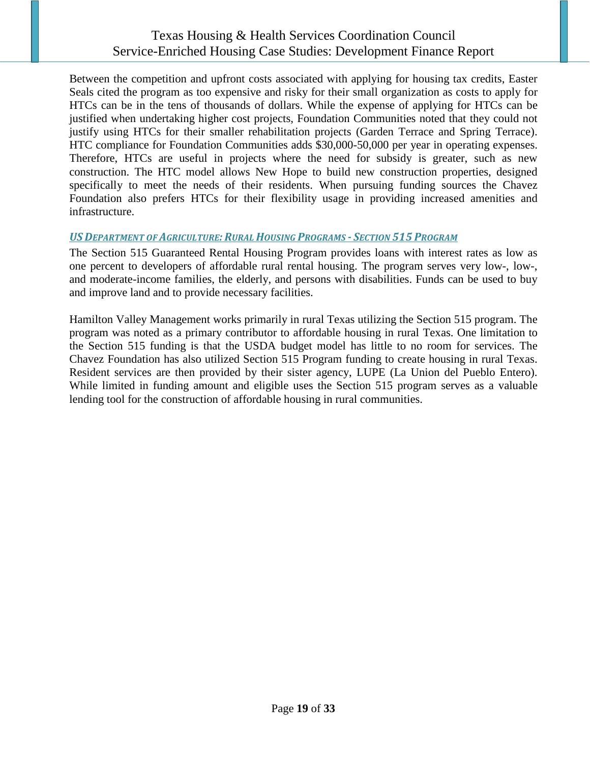Between the competition and upfront costs associated with applying for housing tax credits, Easter Seals cited the program as too expensive and risky for their small organization as costs to apply for HTCs can be in the tens of thousands of dollars. While the expense of applying for HTCs can be justified when undertaking higher cost projects, Foundation Communities noted that they could not justify using HTCs for their smaller rehabilitation projects (Garden Terrace and Spring Terrace). HTC compliance for Foundation Communities adds $30,000-50,000 per year in operating expenses. Therefore, HTCs are useful in projects where the need for subsidy is greater, such as new construction. The HTC model allows New Hope to build new construction properties, designed specifically to meet the needs of their residents. When pursuing funding sources the Chavez Foundation also prefers HTCs for their flexibility usage in providing increased amenities and infrastructure.

### US Department of Agriculture: Rural Housing Programs - Section 515 Program

The Section 515 Guaranteed Rental Housing Program provides loans with interest rates as low as one percent to developers of affordable rural rental housing. The program serves very low-, low-, and moderate-income families, the elderly, and persons with disabilities. Funds can be used to buy and improve land and to provide necessary facilities.

Hamilton Valley Management works primarily in rural Texas utilizing the Section 515 program. The program was noted as a primary contributor to affordable housing in rural Texas. One limitation to the Section 515 funding is that the USDA budget model has little to no room for services. The Chavez Foundation has also utilized Section 515 Program funding to create housing in rural Texas. Resident services are then provided by their sister agency, LUPE (La Union del Pueblo Entero). While limited in funding amount and eligible uses the Section 515 program serves as a valuable lending tool for the construction of affordable housing in rural communities.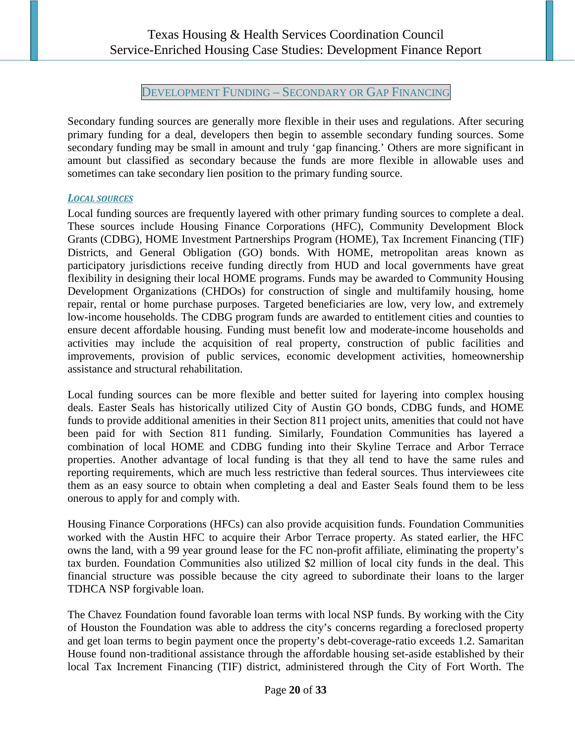## Development Funding – Secondary or Gap Financing

Secondary funding sources are generally more flexible in their uses and regulations. After securing primary funding for a deal, developers then begin to assemble secondary funding sources. Some secondary funding may be small in amount and truly 'gap financing.' Others are more significant in amount but classified as secondary because the funds are more flexible in allowable uses and sometimes can take secondary lien position to the primary funding source.

### *Local sources*

Local funding sources are frequently layered with other primary funding sources to complete a deal. These sources include Housing Finance Corporations (HFC), Community Development Block Grants (CDBG), HOME Investment Partnerships Program (HOME), Tax Increment Financing (TIF) Districts, and General Obligation (GO) bonds. With HOME, metropolitan areas known as participatory jurisdictions receive funding directly from HUD and local governments have great flexibility in designing their local HOME programs. Funds may be awarded to Community Housing Development Organizations (CHDOs) for construction of single and multifamily housing, home repair, rental or home purchase purposes. Targeted beneficiaries are low, very low, and extremely low-income households. The CDBG program funds are awarded to entitlement cities and counties to ensure decent affordable housing. Funding must benefit low and moderate-income households and activities may include the acquisition of real property, construction of public facilities and improvements, provision of public services, economic development activities, homeownership assistance and structural rehabilitation.

Local funding sources can be more flexible and better suited for layering into complex housing deals. Easter Seals has historically utilized City of Austin GO bonds, CDBG funds, and HOME funds to provide additional amenities in their Section 811 project units, amenities that could not have been paid for with Section 811 funding. Similarly, Foundation Communities has layered a combination of local HOME and CDBG funding into their Skyline Terrace and Arbor Terrace properties. Another advantage of local funding is that they all tend to have the same rules and reporting requirements, which are much less restrictive than federal sources. Thus interviewees cite them as an easy source to obtain when completing a deal and Easter Seals found them to be less onerous to apply for and comply with.

Housing Finance Corporations (HFCs) can also provide acquisition funds. Foundation Communities worked with the Austin HFC to acquire their Arbor Terrace property. As stated earlier, the HFC owns the land, with a 99 year ground lease for the FC non-profit affiliate, eliminating the property's tax burden. Foundation Communities also utilized $2 million of local city funds in the deal. This financial structure was possible because the city agreed to subordinate their loans to the larger TDHCA NSP forgivable loan.

The Chavez Foundation found favorable loan terms with local NSP funds. By working with the City of Houston the Foundation was able to address the city's concerns regarding a foreclosed property and get loan terms to begin payment once the property's debt-coverage-ratio exceeds 1.2. Samaritan House found non-traditional assistance through the affordable housing set-aside established by their local Tax Increment Financing (TIF) district, administered through the City of Fort Worth. The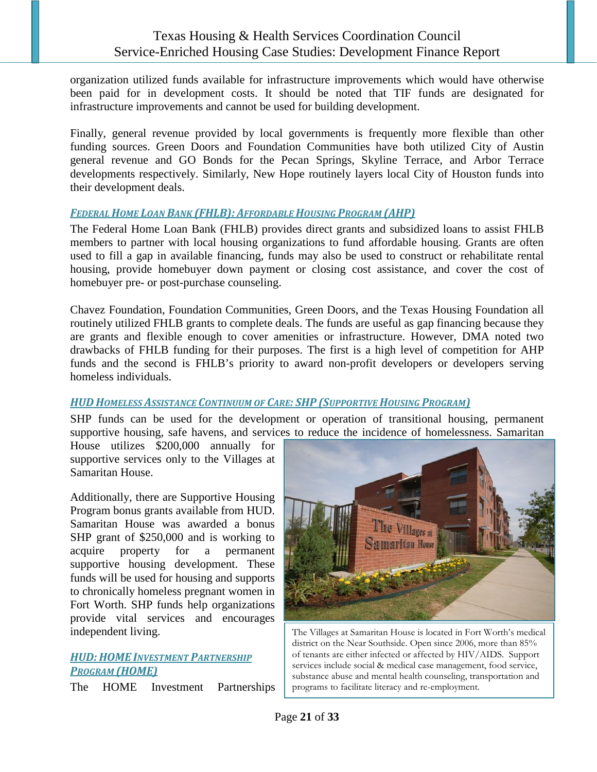organization utilized funds available for infrastructure improvements which would have otherwise been paid for in development costs. It should be noted that TIF funds are designated for infrastructure improvements and cannot be used for building development.

Finally, general revenue provided by local governments is frequently more flexible than other funding sources. Green Doors and Foundation Communities have both utilized City of Austin general revenue and GO Bonds for the Pecan Springs, Skyline Terrace, and Arbor Terrace developments respectively. Similarly, New Hope routinely layers local City of Houston funds into their development deals.

### *Federal Home Loan Bank (FHLB): Affordable Housing Program (AHP)*

The Federal Home Loan Bank (FHLB) provides direct grants and subsidized loans to assist FHLB members to partner with local housing organizations to fund affordable housing. Grants are often used to fill a gap in available financing, funds may also be used to construct or rehabilitate rental housing, provide homebuyer down payment or closing cost assistance, and cover the cost of homebuyer pre- or post-purchase counseling.

Chavez Foundation, Foundation Communities, Green Doors, and the Texas Housing Foundation all routinely utilized FHLB grants to complete deals. The funds are useful as gap financing because they are grants and flexible enough to cover amenities or infrastructure. However, DMA noted two drawbacks of FHLB funding for their purposes. The first is a high level of competition for AHP funds and the second is FHLB's priority to award non-profit developers or developers serving homeless individuals.

### *HUD Homeless Assistance Continuum of Care: SHP (Supportive Housing Program)*

SHP funds can be used for the development or operation of transitional housing, permanent supportive housing, safe havens, and services to reduce the incidence of homelessness. Samaritan House utilizes $200,000 annually for supportive services only to the Villages at Samaritan House.

Additionally, there are Supportive Housing Program bonus grants available from HUD. Samaritan House was awarded a bonus SHP grant of $250,000 and is working to acquire property for a permanent supportive housing development. These funds will be used for housing and supports to chronically homeless pregnant women in Fort Worth. SHP funds help organizations provide vital services and encourages independent living.

The Villages at Samaritan House is located in Fort Worth's medical district on the Near Southside. Open since 2006, more than 85% of tenants are either infected or affected by HIV/AIDS. Support services include social & medical case management, food service, substance abuse and mental health counseling, transportation and programs to facilitate literacy and re-employment.

### *HUD: HOME Investment Partnership Program (HOME)*

The HOME Investment Partnerships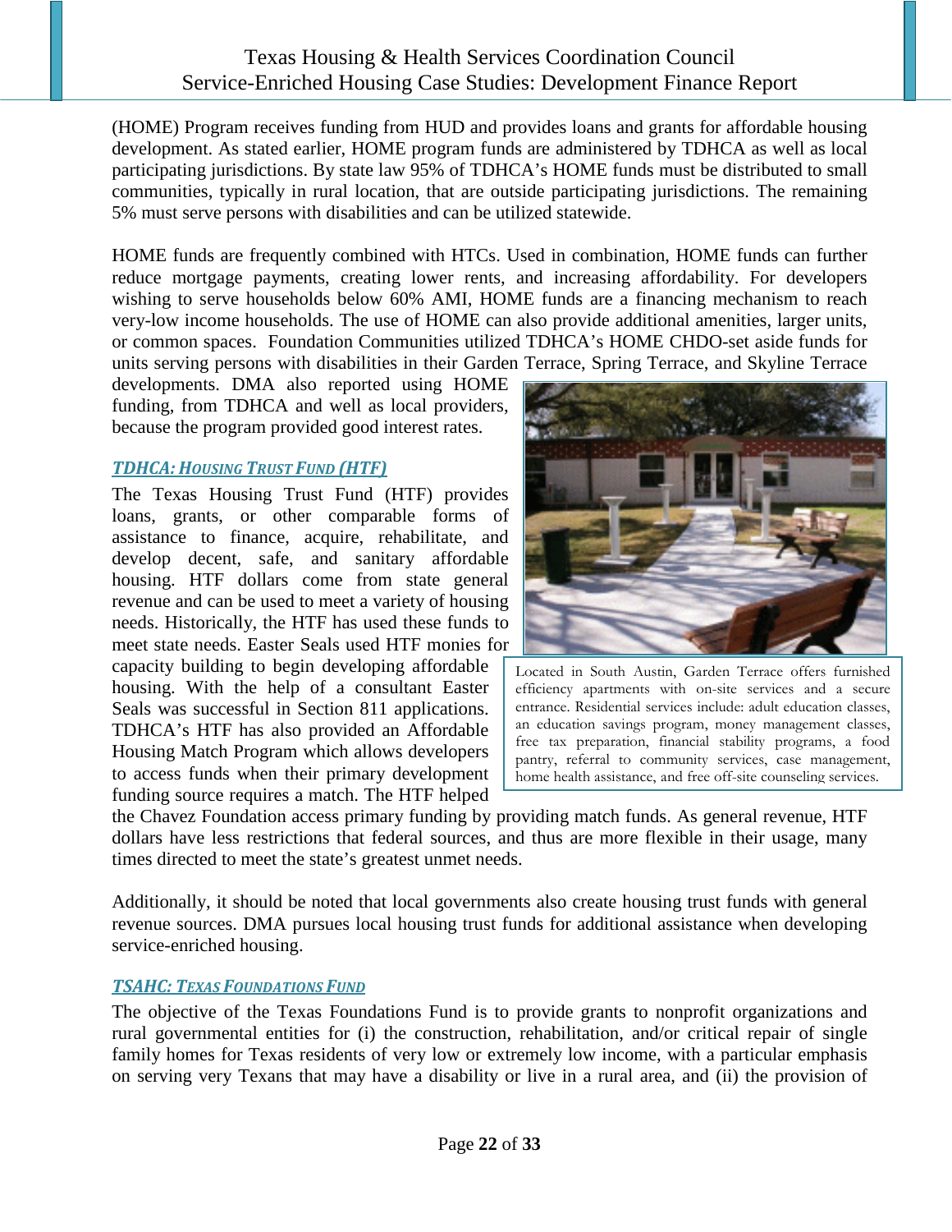(HOME) Program receives funding from HUD and provides loans and grants for affordable housing development. As stated earlier, HOME program funds are administered by TDHCA as well as local participating jurisdictions. By state law 95% of TDHCA's HOME funds must be distributed to small communities, typically in rural location, that are outside participating jurisdictions. The remaining 5% must serve persons with disabilities and can be utilized statewide.

HOME funds are frequently combined with HTCs. Used in combination, HOME funds can further reduce mortgage payments, creating lower rents, and increasing affordability. For developers wishing to serve households below 60% AMI, HOME funds are a financing mechanism to reach very-low income households. The use of HOME can also provide additional amenities, larger units, or common spaces. Foundation Communities utilized TDHCA's HOME CHDO-set aside funds for units serving persons with disabilities in their Garden Terrace, Spring Terrace, and Skyline Terrace developments. DMA also reported using HOME funding, from TDHCA and well as local providers, because the program provided good interest rates.

### *TDHCA: Housing Trust Fund (HTF)*

The Texas Housing Trust Fund (HTF) provides loans, grants, or other comparable forms of assistance to finance, acquire, rehabilitate, and develop decent, safe, and sanitary affordable housing. HTF dollars come from state general revenue and can be used to meet a variety of housing needs. Historically, the HTF has used these funds to meet state needs. Easter Seals used HTF monies for capacity building to begin developing affordable housing. With the help of a consultant Easter Seals was successful in Section 811 applications. TDHCA's HTF has also provided an Affordable Housing Match Program which allows developers to access funds when their primary development funding source requires a match. The HTF helped the Chavez Foundation access primary funding by providing match funds. As general revenue, HTF dollars have less restrictions that federal sources, and thus are more flexible in their usage, many times directed to meet the state's greatest unmet needs.

Located in South Austin, Garden Terrace offers furnished efficiency apartments with on-site services and a secure entrance. Residential services include: adult education classes, an education savings program, money management classes, free tax preparation, financial stability programs, a food pantry, referral to community services, case management, home health assistance, and free off-site counseling services.

Additionally, it should be noted that local governments also create housing trust funds with general revenue sources. DMA pursues local housing trust funds for additional assistance when developing service-enriched housing.

### *TSAHC: Texas Foundations Fund*

The objective of the Texas Foundations Fund is to provide grants to nonprofit organizations and rural governmental entities for (i) the construction, rehabilitation, and/or critical repair of single family homes for Texas residents of very low or extremely low income, with a particular emphasis on serving very Texans that may have a disability or live in a rural area, and (ii) the provision of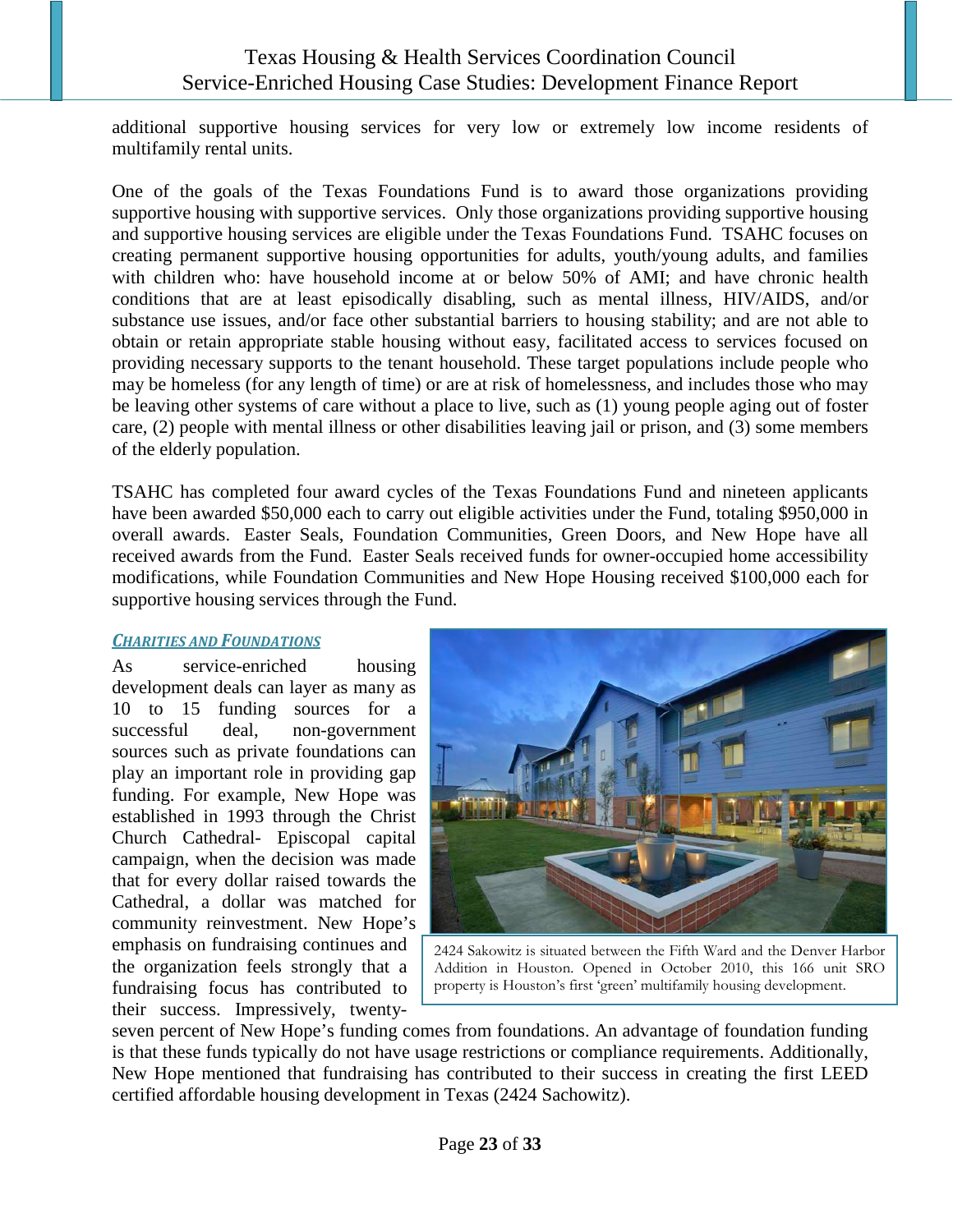additional supportive housing services for very low or extremely low income residents of multifamily rental units.

One of the goals of the Texas Foundations Fund is to award those organizations providing supportive housing with supportive services. Only those organizations providing supportive housing and supportive housing services are eligible under the Texas Foundations Fund. TSAHC focuses on creating permanent supportive housing opportunities for adults, youth/young adults, and families with children who: have household income at or below 50% of AMI; and have chronic health conditions that are at least episodically disabling, such as mental illness, HIV/AIDS, and/or substance use issues, and/or face other substantial barriers to housing stability; and are not able to obtain or retain appropriate stable housing without easy, facilitated access to services focused on providing necessary supports to the tenant household. These target populations include people who may be homeless (for any length of time) or are at risk of homelessness, and includes those who may be leaving other systems of care without a place to live, such as (1) young people aging out of foster care, (2) people with mental illness or other disabilities leaving jail or prison, and (3) some members of the elderly population.

TSAHC has completed four award cycles of the Texas Foundations Fund and nineteen applicants have been awarded $50,000 each to carry out eligible activities under the Fund, totaling $950,000 in overall awards. Easter Seals, Foundation Communities, Green Doors, and New Hope have all received awards from the Fund. Easter Seals received funds for owner-occupied home accessibility modifications, while Foundation Communities and New Hope Housing received $100,000 each for supportive housing services through the Fund.

### *Charities and Foundations*

As service-enriched housing development deals can layer as many as 10 to 15 funding sources for a successful deal, non-government sources such as private foundations can play an important role in providing gap funding. For example, New Hope was established in 1993 through the Christ Church Cathedral- Episcopal capital campaign, when the decision was made that for every dollar raised towards the Cathedral, a dollar was matched for community reinvestment. New Hope's emphasis on fundraising continues and the organization feels strongly that a fundraising focus has contributed to their success. Impressively, twenty-seven percent of New Hope's funding comes from foundations. An advantage of foundation funding is that these funds typically do not have usage restrictions or compliance requirements. Additionally, New Hope mentioned that fundraising has contributed to their success in creating the first LEED certified affordable housing development in Texas (2424 Sachowitz).

2424 Sakowitz is situated between the Fifth Ward and the Denver Harbor Addition in Houston. Opened in October 2010, this 166 unit SRO property is Houston's first 'green' multifamily housing development.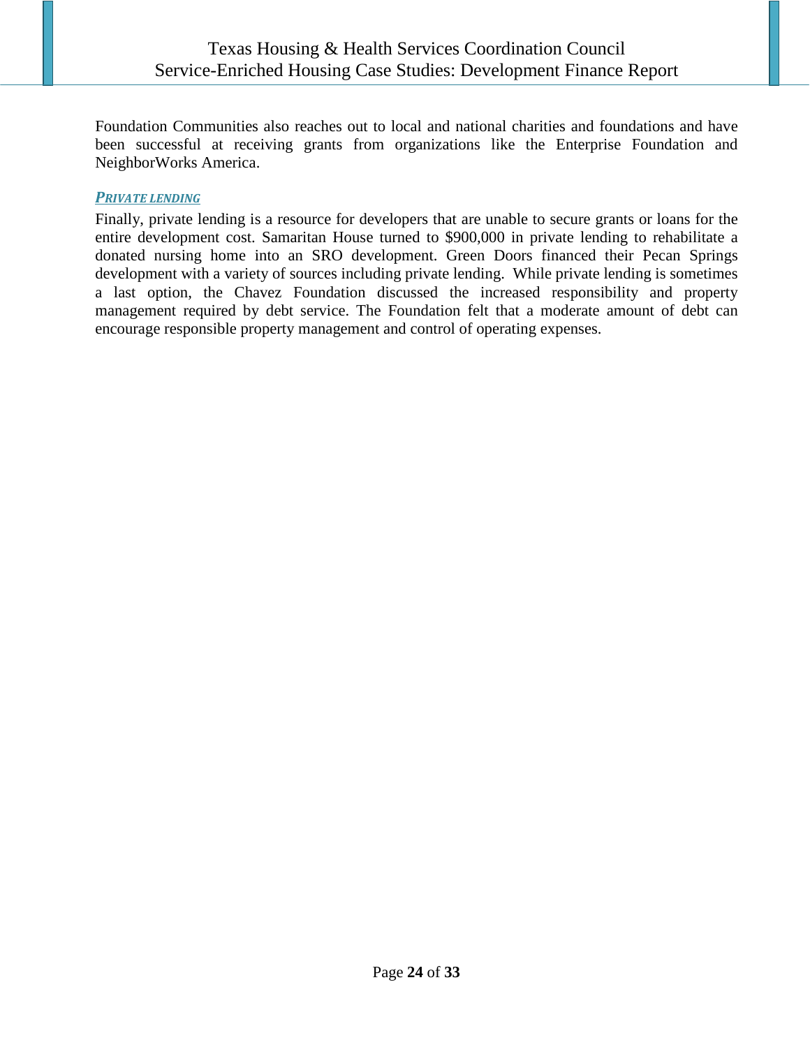Foundation Communities also reaches out to local and national charities and foundations and have been successful at receiving grants from organizations like the Enterprise Foundation and NeighborWorks America.

#### ***PRIVATE LENDING***

Finally, private lending is a resource for developers that are unable to secure grants or loans for the entire development cost. Samaritan House turned to $900,000 in private lending to rehabilitate a donated nursing home into an SRO development. Green Doors financed their Pecan Springs development with a variety of sources including private lending. While private lending is sometimes a last option, the Chavez Foundation discussed the increased responsibility and property management required by debt service. The Foundation felt that a moderate amount of debt can encourage responsible property management and control of operating expenses.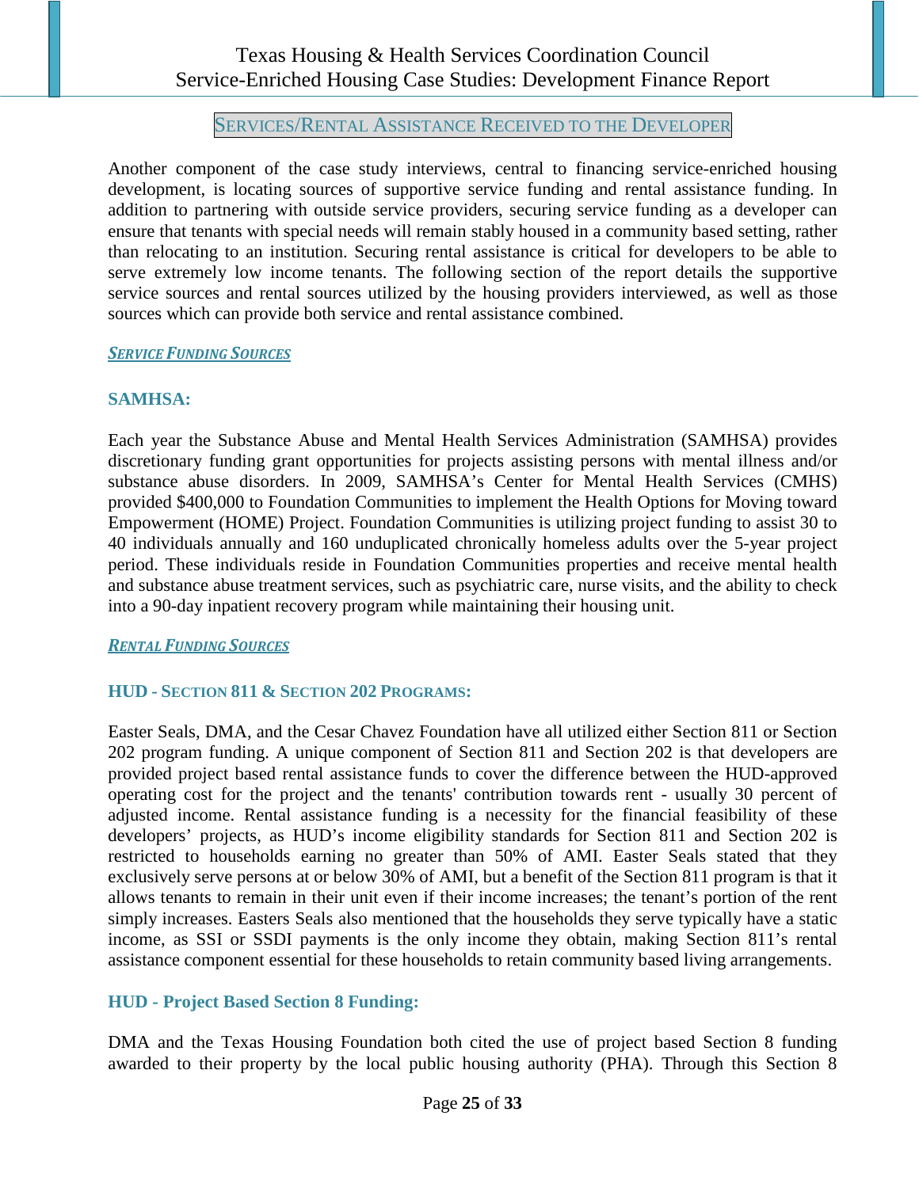## SERVICES/RENTAL ASSISTANCE RECEIVED TO THE DEVELOPER

Another component of the case study interviews, central to financing service-enriched housing development, is locating sources of supportive service funding and rental assistance funding. In addition to partnering with outside service providers, securing service funding as a developer can ensure that tenants with special needs will remain stably housed in a community based setting, rather than relocating to an institution. Securing rental assistance is critical for developers to be able to serve extremely low income tenants. The following section of the report details the supportive service sources and rental sources utilized by the housing providers interviewed, as well as those sources which can provide both service and rental assistance combined.

### ***SERVICE FUNDING SOURCES***

#### SAMHSA:

Each year the Substance Abuse and Mental Health Services Administration (SAMHSA) provides discretionary funding grant opportunities for projects assisting persons with mental illness and/or substance abuse disorders. In 2009, SAMHSA's Center for Mental Health Services (CMHS) provided $400,000 to Foundation Communities to implement the Health Options for Moving toward Empowerment (HOME) Project. Foundation Communities is utilizing project funding to assist 30 to 40 individuals annually and 160 unduplicated chronically homeless adults over the 5-year project period. These individuals reside in Foundation Communities properties and receive mental health and substance abuse treatment services, such as psychiatric care, nurse visits, and the ability to check into a 90-day inpatient recovery program while maintaining their housing unit.

### ***RENTAL FUNDING SOURCES***

#### HUD - SECTION 811 & SECTION 202 PROGRAMS:

Easter Seals, DMA, and the Cesar Chavez Foundation have all utilized either Section 811 or Section 202 program funding. A unique component of Section 811 and Section 202 is that developers are provided project based rental assistance funds to cover the difference between the HUD-approved operating cost for the project and the tenants' contribution towards rent - usually 30 percent of adjusted income. Rental assistance funding is a necessity for the financial feasibility of these developers' projects, as HUD's income eligibility standards for Section 811 and Section 202 is restricted to households earning no greater than 50% of AMI. Easter Seals stated that they exclusively serve persons at or below 30% of AMI, but a benefit of the Section 811 program is that it allows tenants to remain in their unit even if their income increases; the tenant's portion of the rent simply increases. Easters Seals also mentioned that the households they serve typically have a static income, as SSI or SSDI payments is the only income they obtain, making Section 811's rental assistance component essential for these households to retain community based living arrangements.

#### HUD - Project Based Section 8 Funding:

DMA and the Texas Housing Foundation both cited the use of project based Section 8 funding awarded to their property by the local public housing authority (PHA). Through this Section 8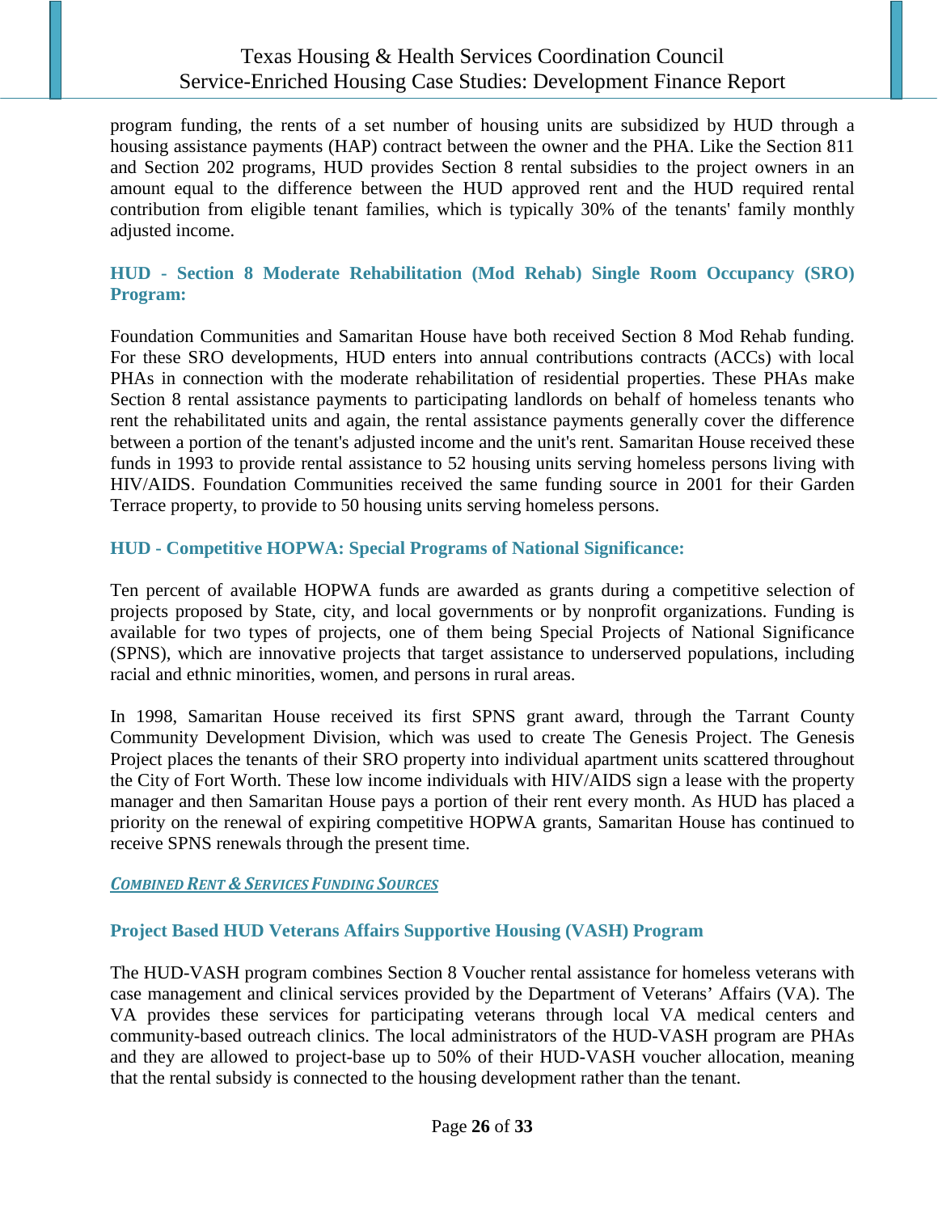program funding, the rents of a set number of housing units are subsidized by HUD through a housing assistance payments (HAP) contract between the owner and the PHA. Like the Section 811 and Section 202 programs, HUD provides Section 8 rental subsidies to the project owners in an amount equal to the difference between the HUD approved rent and the HUD required rental contribution from eligible tenant families, which is typically 30% of the tenants' family monthly adjusted income.

### HUD - Section 8 Moderate Rehabilitation (Mod Rehab) Single Room Occupancy (SRO) Program:

Foundation Communities and Samaritan House have both received Section 8 Mod Rehab funding. For these SRO developments, HUD enters into annual contributions contracts (ACCs) with local PHAs in connection with the moderate rehabilitation of residential properties. These PHAs make Section 8 rental assistance payments to participating landlords on behalf of homeless tenants who rent the rehabilitated units and again, the rental assistance payments generally cover the difference between a portion of the tenant's adjusted income and the unit's rent. Samaritan House received these funds in 1993 to provide rental assistance to 52 housing units serving homeless persons living with HIV/AIDS. Foundation Communities received the same funding source in 2001 for their Garden Terrace property, to provide to 50 housing units serving homeless persons.

### HUD - Competitive HOPWA: Special Programs of National Significance:

Ten percent of available HOPWA funds are awarded as grants during a competitive selection of projects proposed by State, city, and local governments or by nonprofit organizations. Funding is available for two types of projects, one of them being Special Projects of National Significance (SPNS), which are innovative projects that target assistance to underserved populations, including racial and ethnic minorities, women, and persons in rural areas.

In 1998, Samaritan House received its first SPNS grant award, through the Tarrant County Community Development Division, which was used to create The Genesis Project. The Genesis Project places the tenants of their SRO property into individual apartment units scattered throughout the City of Fort Worth. These low income individuals with HIV/AIDS sign a lease with the property manager and then Samaritan House pays a portion of their rent every month. As HUD has placed a priority on the renewal of expiring competitive HOPWA grants, Samaritan House has continued to receive SPNS renewals through the present time.

## *Combined Rent & Services Funding Sources*

### Project Based HUD Veterans Affairs Supportive Housing (VASH) Program

The HUD-VASH program combines Section 8 Voucher rental assistance for homeless veterans with case management and clinical services provided by the Department of Veterans' Affairs (VA). The VA provides these services for participating veterans through local VA medical centers and community-based outreach clinics. The local administrators of the HUD-VASH program are PHAs and they are allowed to project-base up to 50% of their HUD-VASH voucher allocation, meaning that the rental subsidy is connected to the housing development rather than the tenant.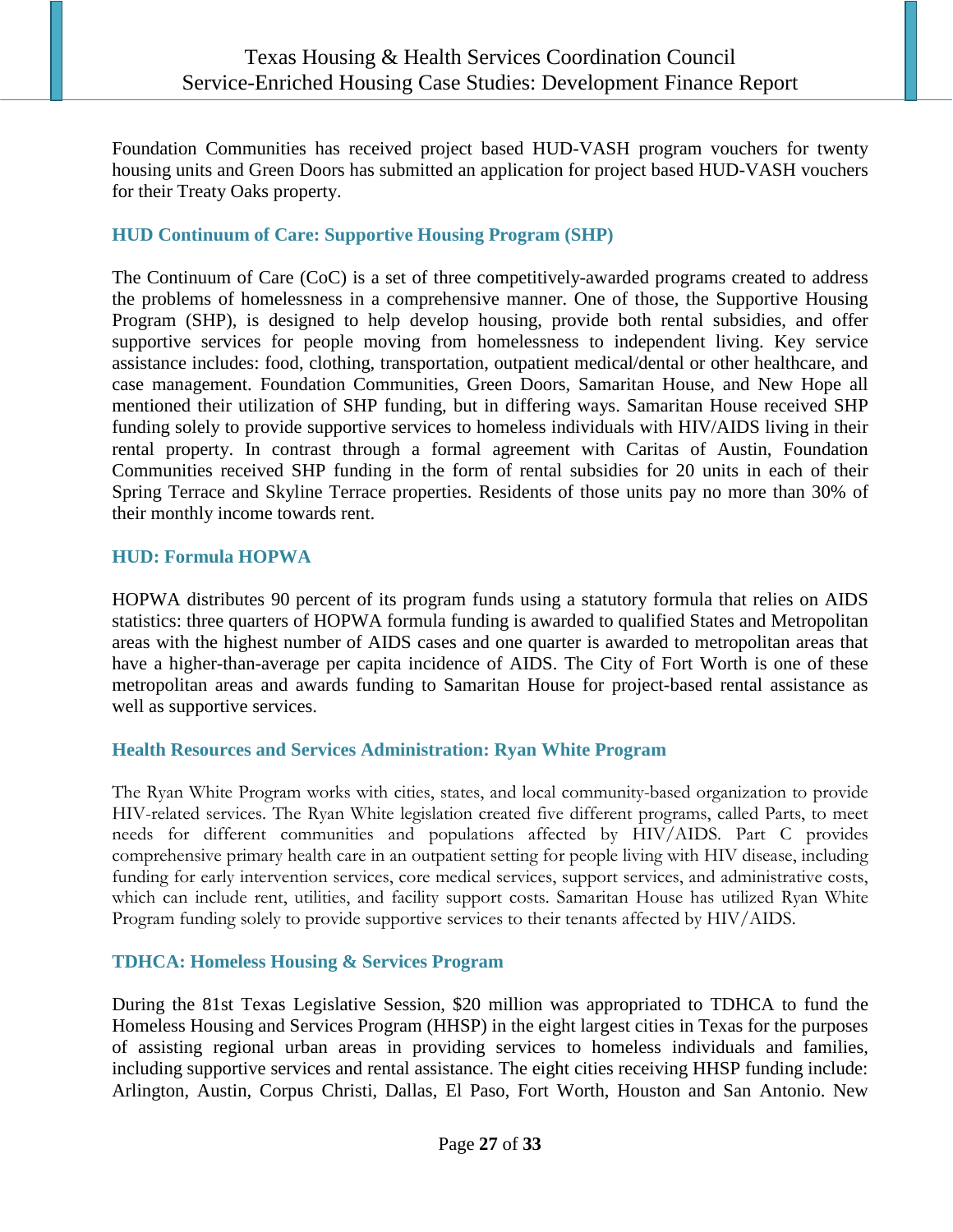Foundation Communities has received project based HUD-VASH program vouchers for twenty housing units and Green Doors has submitted an application for project based HUD-VASH vouchers for their Treaty Oaks property.

### HUD Continuum of Care: Supportive Housing Program (SHP)

The Continuum of Care (CoC) is a set of three competitively-awarded programs created to address the problems of homelessness in a comprehensive manner. One of those, the Supportive Housing Program (SHP), is designed to help develop housing, provide both rental subsidies, and offer supportive services for people moving from homelessness to independent living. Key service assistance includes: food, clothing, transportation, outpatient medical/dental or other healthcare, and case management. Foundation Communities, Green Doors, Samaritan House, and New Hope all mentioned their utilization of SHP funding, but in differing ways. Samaritan House received SHP funding solely to provide supportive services to homeless individuals with HIV/AIDS living in their rental property. In contrast through a formal agreement with Caritas of Austin, Foundation Communities received SHP funding in the form of rental subsidies for 20 units in each of their Spring Terrace and Skyline Terrace properties. Residents of those units pay no more than 30% of their monthly income towards rent.

### HUD: Formula HOPWA

HOPWA distributes 90 percent of its program funds using a statutory formula that relies on AIDS statistics: three quarters of HOPWA formula funding is awarded to qualified States and Metropolitan areas with the highest number of AIDS cases and one quarter is awarded to metropolitan areas that have a higher-than-average per capita incidence of AIDS. The City of Fort Worth is one of these metropolitan areas and awards funding to Samaritan House for project-based rental assistance as well as supportive services.

### Health Resources and Services Administration: Ryan White Program

The Ryan White Program works with cities, states, and local community-based organization to provide HIV-related services. The Ryan White legislation created five different programs, called Parts, to meet needs for different communities and populations affected by HIV/AIDS. Part C provides comprehensive primary health care in an outpatient setting for people living with HIV disease, including funding for early intervention services, core medical services, support services, and administrative costs, which can include rent, utilities, and facility support costs. Samaritan House has utilized Ryan White Program funding solely to provide supportive services to their tenants affected by HIV/AIDS.

### TDHCA: Homeless Housing & Services Program

During the 81st Texas Legislative Session, $20 million was appropriated to TDHCA to fund the Homeless Housing and Services Program (HHSP) in the eight largest cities in Texas for the purposes of assisting regional urban areas in providing services to homeless individuals and families, including supportive services and rental assistance. The eight cities receiving HHSP funding include: Arlington, Austin, Corpus Christi, Dallas, El Paso, Fort Worth, Houston and San Antonio. New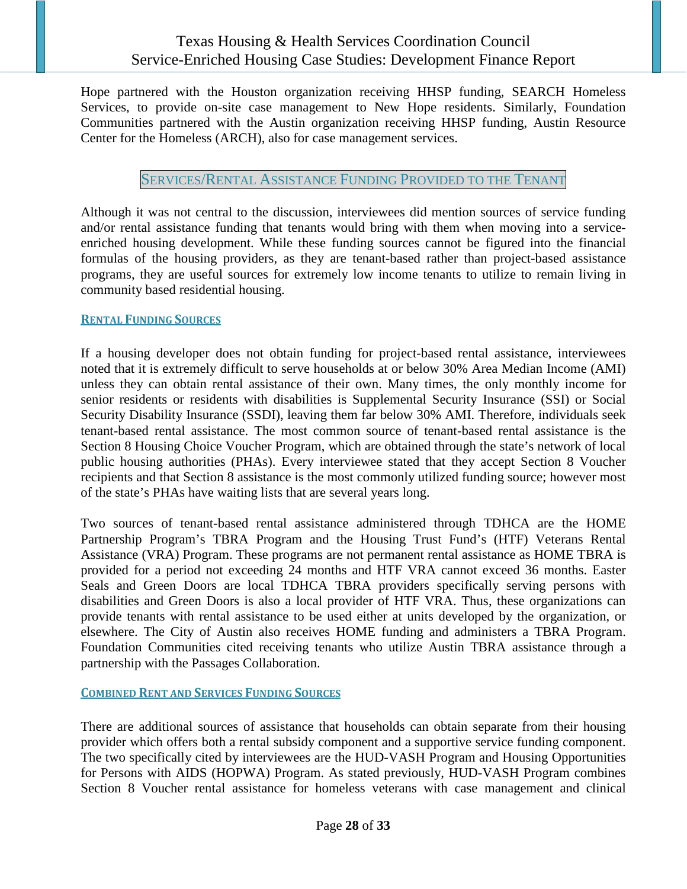Hope partnered with the Houston organization receiving HHSP funding, SEARCH Homeless Services, to provide on-site case management to New Hope residents. Similarly, Foundation Communities partnered with the Austin organization receiving HHSP funding, Austin Resource Center for the Homeless (ARCH), also for case management services.

## Services/Rental Assistance Funding Provided to the Tenant

Although it was not central to the discussion, interviewees did mention sources of service funding and/or rental assistance funding that tenants would bring with them when moving into a service-enriched housing development. While these funding sources cannot be figured into the financial formulas of the housing providers, as they are tenant-based rather than project-based assistance programs, they are useful sources for extremely low income tenants to utilize to remain living in community based residential housing.

### Rental Funding Sources

If a housing developer does not obtain funding for project-based rental assistance, interviewees noted that it is extremely difficult to serve households at or below 30% Area Median Income (AMI) unless they can obtain rental assistance of their own. Many times, the only monthly income for senior residents or residents with disabilities is Supplemental Security Income (SSI) or Social Security Disability Insurance (SSDI), leaving them far below 30% AMI. Therefore, individuals seek tenant-based rental assistance. The most common source of tenant-based rental assistance is the Section 8 Housing Choice Voucher Program, which are obtained through the state's network of local public housing authorities (PHAs). Every interviewee stated that they accept Section 8 Voucher recipients and that Section 8 assistance is the most commonly utilized funding source; however most of the state's PHAs have waiting lists that are several years long.

Two sources of tenant-based rental assistance administered through TDHCA are the HOME Partnership Program's TBRA Program and the Housing Trust Fund's (HTF) Veterans Rental Assistance (VRA) Program. These programs are not permanent rental assistance as HOME TBRA is provided for a period not exceeding 24 months and HTF VRA cannot exceed 36 months. Easter Seals and Green Doors are local TDHCA TBRA providers specifically serving persons with disabilities and Green Doors is also a local provider of HTF VRA. Thus, these organizations can provide tenants with rental assistance to be used either at units developed by the organization, or elsewhere. The City of Austin also receives HOME funding and administers a TBRA Program. Foundation Communities cited receiving tenants who utilize Austin TBRA assistance through a partnership with the Passages Collaboration.

### Combined Rent and Services Funding Sources

There are additional sources of assistance that households can obtain separate from their housing provider which offers both a rental subsidy component and a supportive service funding component. The two specifically cited by interviewees are the HUD-VASH Program and Housing Opportunities for Persons with AIDS (HOPWA) Program. As stated previously, HUD-VASH Program combines Section 8 Voucher rental assistance for homeless veterans with case management and clinical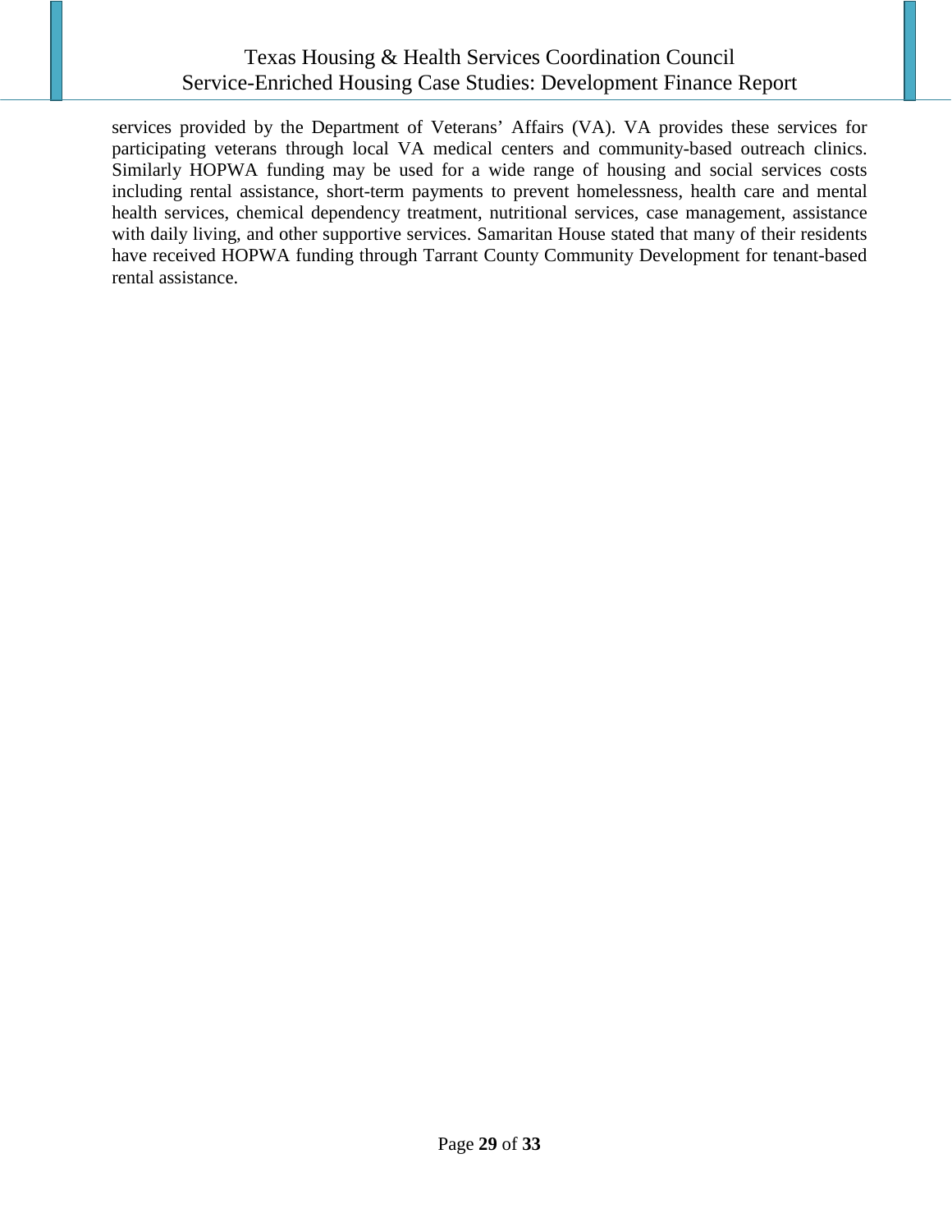services provided by the Department of Veterans' Affairs (VA). VA provides these services for participating veterans through local VA medical centers and community-based outreach clinics. Similarly HOPWA funding may be used for a wide range of housing and social services costs including rental assistance, short-term payments to prevent homelessness, health care and mental health services, chemical dependency treatment, nutritional services, case management, assistance with daily living, and other supportive services. Samaritan House stated that many of their residents have received HOPWA funding through Tarrant County Community Development for tenant-based rental assistance.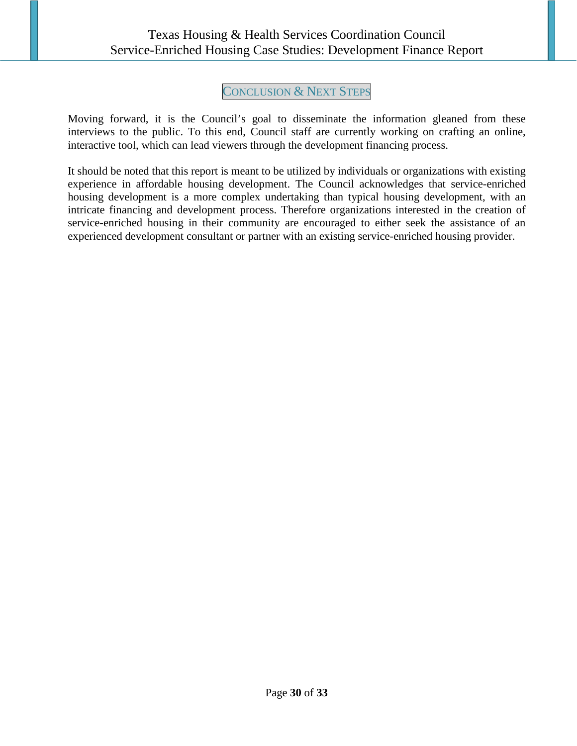## Conclusion & Next Steps

Moving forward, it is the Council's goal to disseminate the information gleaned from these interviews to the public. To this end, Council staff are currently working on crafting an online, interactive tool, which can lead viewers through the development financing process.

It should be noted that this report is meant to be utilized by individuals or organizations with existing experience in affordable housing development. The Council acknowledges that service-enriched housing development is a more complex undertaking than typical housing development, with an intricate financing and development process. Therefore organizations interested in the creation of service-enriched housing in their community are encouraged to either seek the assistance of an experienced development consultant or partner with an existing service-enriched housing provider.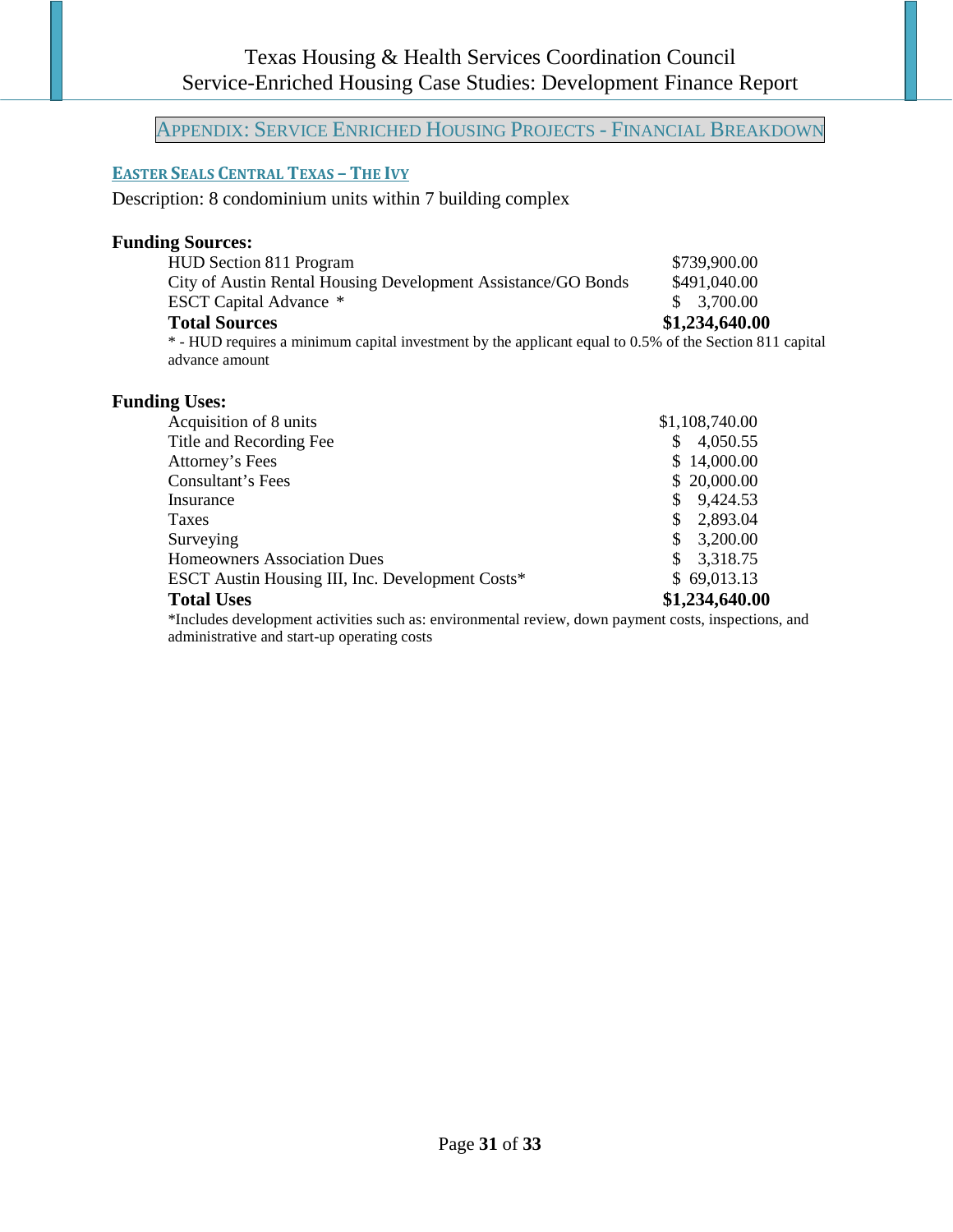## APPENDIX: SERVICE ENRICHED HOUSING PROJECTS - FINANCIAL BREAKDOWN

### EASTER SEALS CENTRAL TEXAS – THE IVY

Description: 8 condominium units within 7 building complex

**Funding Sources:**

| Source | Amount |
|---|---|
| HUD Section 811 Program | $739,900.00 |
| City of Austin Rental Housing Development Assistance/GO Bonds | $491,040.00 |
| ESCT Capital Advance * | $ 3,700.00 |
| **Total Sources** | **$1,234,640.00** |

* - HUD requires a minimum capital investment by the applicant equal to 0.5% of the Section 811 capital advance amount

**Funding Uses:**

| Use | Amount |
|---|---|
| Acquisition of 8 units | $1,108,740.00 |
| Title and Recording Fee | $ 4,050.55 |
| Attorney's Fees | $ 14,000.00 |
| Consultant's Fees | $ 20,000.00 |
| Insurance | $ 9,424.53 |
| Taxes | $ 2,893.04 |
| Surveying | $ 3,200.00 |
| Homeowners Association Dues | $ 3,318.75 |
| ESCT Austin Housing III, Inc. Development Costs* | $ 69,013.13 |
| **Total Uses** | **$1,234,640.00** |

*Includes development activities such as: environmental review, down payment costs, inspections, and administrative and start-up operating costs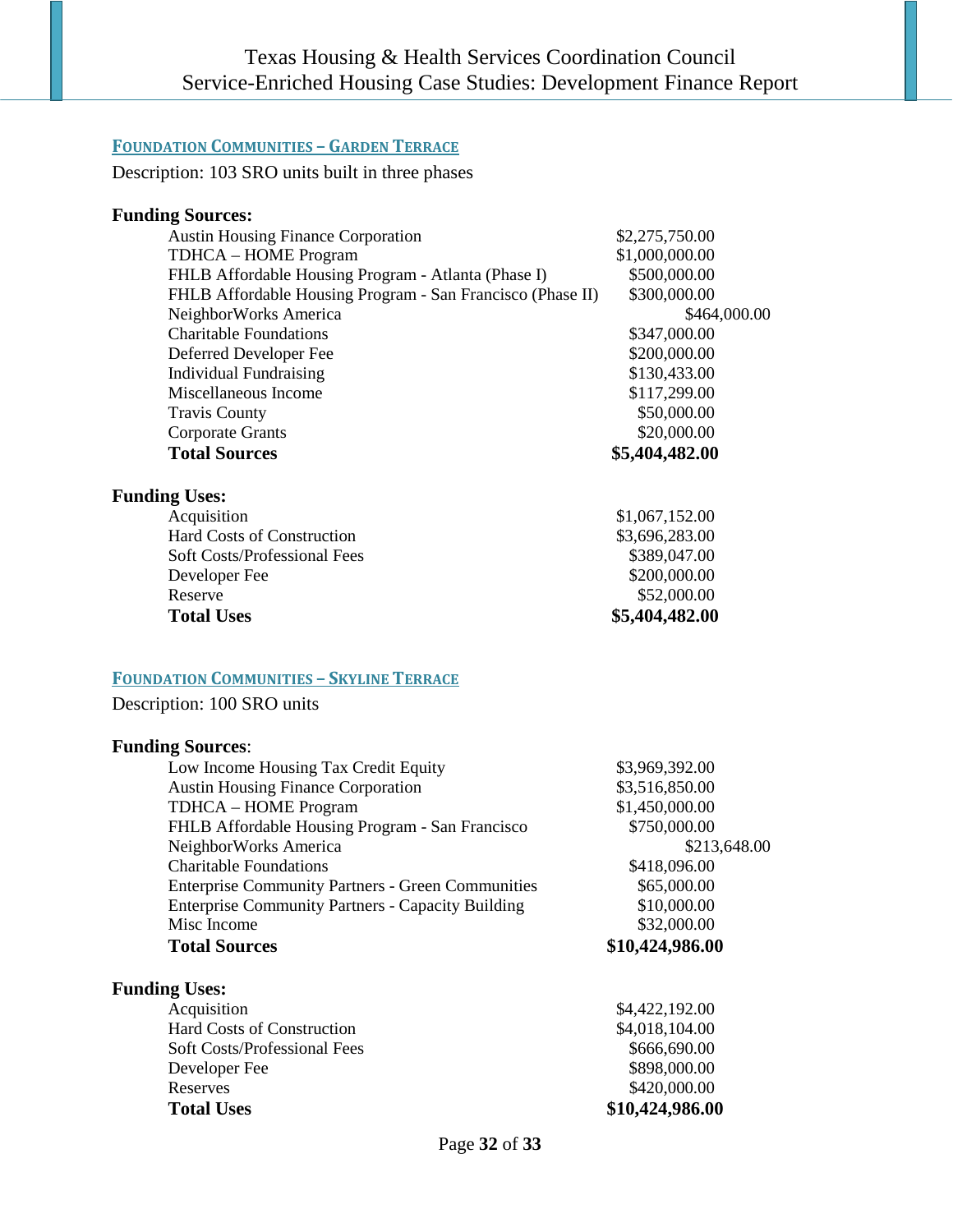## Foundation Communities – Garden Terrace

Description: 103 SRO units built in three phases

**Funding Sources:**

| | |
|---|---|
| Austin Housing Finance Corporation | $2,275,750.00 |
| TDHCA – HOME Program | $1,000,000.00 |
| FHLB Affordable Housing Program - Atlanta (Phase I) | $500,000.00 |
| FHLB Affordable Housing Program - San Francisco (Phase II) | $300,000.00 |
| NeighborWorks America | $464,000.00 |
| Charitable Foundations | $347,000.00 |
| Deferred Developer Fee | $200,000.00 |
| Individual Fundraising | $130,433.00 |
| Miscellaneous Income | $117,299.00 |
| Travis County | $50,000.00 |
| Corporate Grants | $20,000.00 |
| **Total Sources** | **$5,404,482.00** |

**Funding Uses:**

| | |
|---|---|
| Acquisition | $1,067,152.00 |
| Hard Costs of Construction | $3,696,283.00 |
| Soft Costs/Professional Fees | $389,047.00 |
| Developer Fee | $200,000.00 |
| Reserve | $52,000.00 |
| **Total Uses** | **$5,404,482.00** |

## Foundation Communities – Skyline Terrace

Description: 100 SRO units

**Funding Sources**:

| | |
|---|---|
| Low Income Housing Tax Credit Equity | $3,969,392.00 |
| Austin Housing Finance Corporation | $3,516,850.00 |
| TDHCA – HOME Program | $1,450,000.00 |
| FHLB Affordable Housing Program - San Francisco | $750,000.00 |
| NeighborWorks America | $213,648.00 |
| Charitable Foundations | $418,096.00 |
| Enterprise Community Partners - Green Communities | $65,000.00 |
| Enterprise Community Partners - Capacity Building | $10,000.00 |
| Misc Income | $32,000.00 |
| **Total Sources** | **$10,424,986.00** |

**Funding Uses:**

| | |
|---|---|
| Acquisition | $4,422,192.00 |
| Hard Costs of Construction | $4,018,104.00 |
| Soft Costs/Professional Fees | $666,690.00 |
| Developer Fee | $898,000.00 |
| Reserves | $420,000.00 |
| **Total Uses** | **$10,424,986.00** |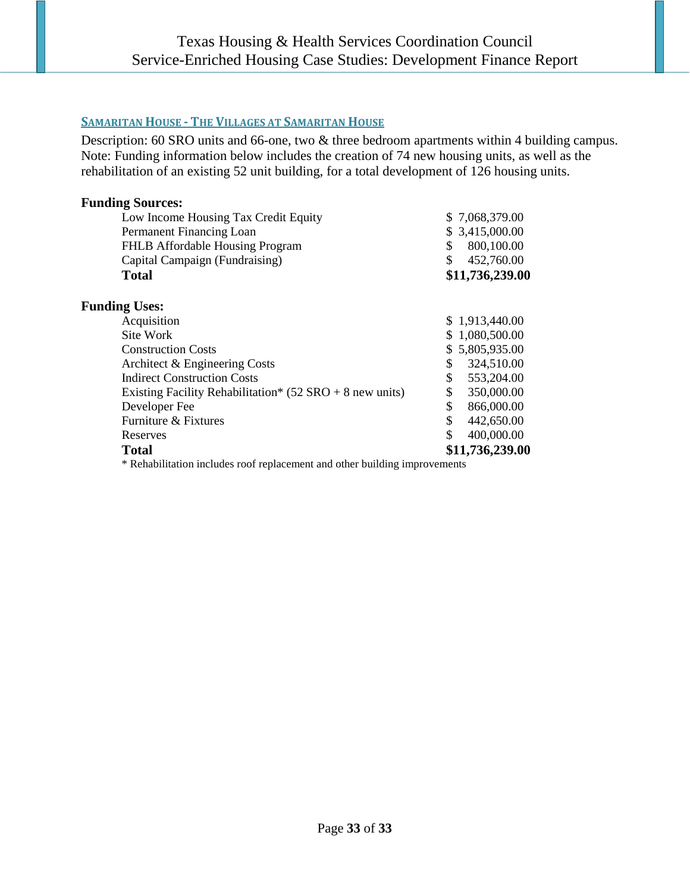## SAMARITAN HOUSE - THE VILLAGES AT SAMARITAN HOUSE

Description: 60 SRO units and 66-one, two & three bedroom apartments within 4 building campus. Note: Funding information below includes the creation of 74 new housing units, as well as the rehabilitation of an existing 52 unit building, for a total development of 126 housing units.

**Funding Sources:**

| | |
|---|---|
| Low Income Housing Tax Credit Equity | $ 7,068,379.00 |
| Permanent Financing Loan | $ 3,415,000.00 |
| FHLB Affordable Housing Program | $ 800,100.00 |
| Capital Campaign (Fundraising) | $ 452,760.00 |
| **Total** | **$11,736,239.00** |

**Funding Uses:**

| | |
|---|---|
| Acquisition | $ 1,913,440.00 |
| Site Work | $ 1,080,500.00 |
| Construction Costs | $ 5,805,935.00 |
| Architect & Engineering Costs | $ 324,510.00 |
| Indirect Construction Costs | $ 553,204.00 |
| Existing Facility Rehabilitation* (52 SRO + 8 new units) | $ 350,000.00 |
| Developer Fee | $ 866,000.00 |
| Furniture & Fixtures | $ 442,650.00 |
| Reserves | $ 400,000.00 |
| **Total** | **$11,736,239.00** |

* Rehabilitation includes roof replacement and other building improvements